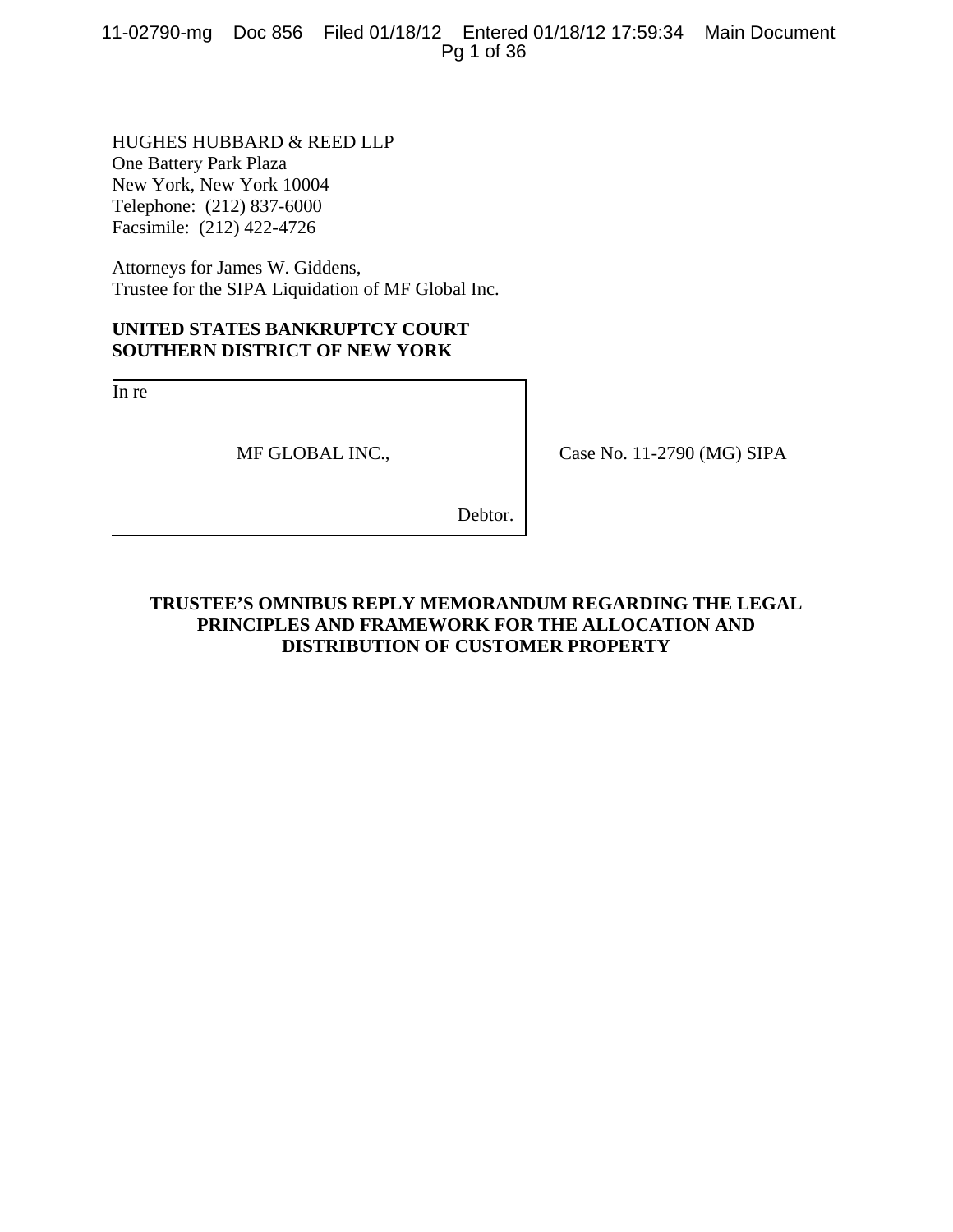HUGHES HUBBARD & REED LLP
One Battery Park Plaza
New York, New York 10004
Telephone: (212) 837-6000
Facsimile: (212) 422-4726

Attorneys for James W. Giddens,
Trustee for the SIPA Liquidation of MF Global Inc.

**UNITED STATES BANKRUPTCY COURT**
**SOUTHERN DISTRICT OF NEW YORK**

| | |
|---|---|
| In re<br><br>MF GLOBAL INC.,<br><br>Debtor. | Case No. 11-2790 (MG) SIPA |

**TRUSTEE'S OMNIBUS REPLY MEMORANDUM REGARDING THE LEGAL PRINCIPLES AND FRAMEWORK FOR THE ALLOCATION AND DISTRIBUTION OF CUSTOMER PROPERTY**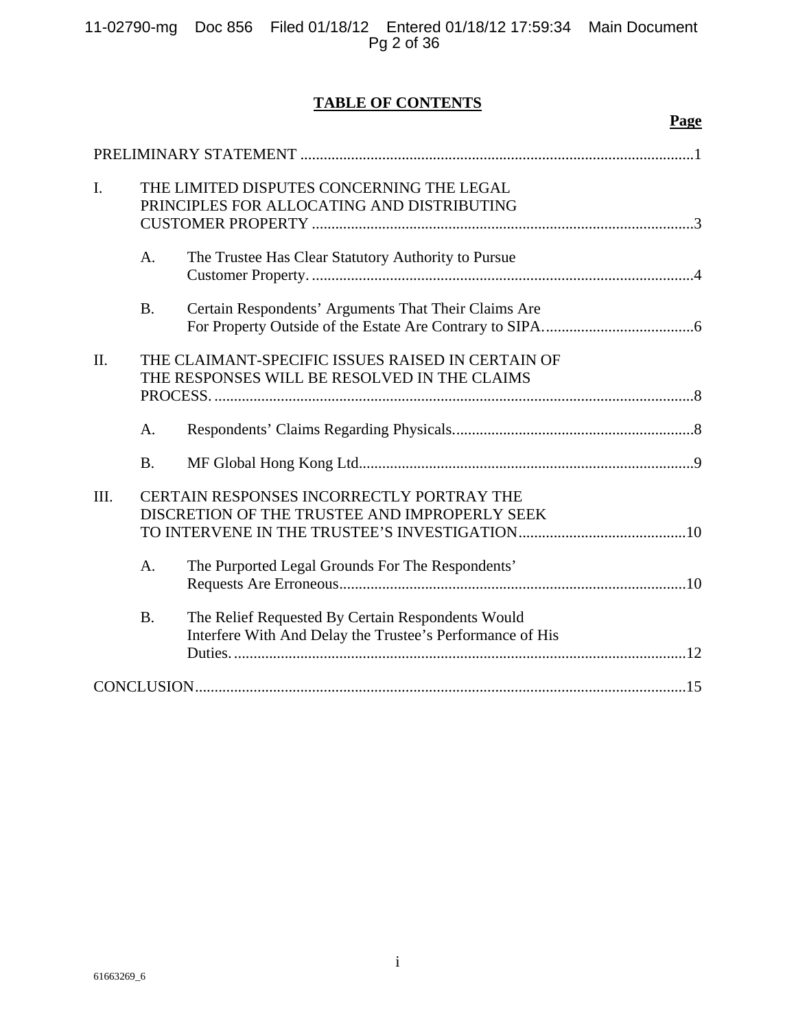# TABLE OF CONTENTS

**Page**

PRELIMINARY STATEMENT ....................................................................................................1

I. THE LIMITED DISPUTES CONCERNING THE LEGAL PRINCIPLES FOR ALLOCATING AND DISTRIBUTING CUSTOMER PROPERTY ..................................................................................................3

   A. The Trustee Has Clear Statutory Authority to Pursue Customer Property. ..................................................................................................4

   B. Certain Respondents' Arguments That Their Claims Are For Property Outside of the Estate Are Contrary to SIPA. ......................................6

II. THE CLAIMANT-SPECIFIC ISSUES RAISED IN CERTAIN OF THE RESPONSES WILL BE RESOLVED IN THE CLAIMS PROCESS. ..........................................................................................................................8

   A. Respondents' Claims Regarding Physicals. ..............................................................8

   B. MF Global Hong Kong Ltd. .....................................................................................9

III. CERTAIN RESPONSES INCORRECTLY PORTRAY THE DISCRETION OF THE TRUSTEE AND IMPROPERLY SEEK TO INTERVENE IN THE TRUSTEE'S INVESTIGATION ...........................................10

   A. The Purported Legal Grounds For The Respondents' Requests Are Erroneous .........................................................................................10

   B. The Relief Requested By Certain Respondents Would Interfere With And Delay the Trustee's Performance of His Duties. ....................................................................................................................12

CONCLUSION.............................................................................................................................15

61663269_6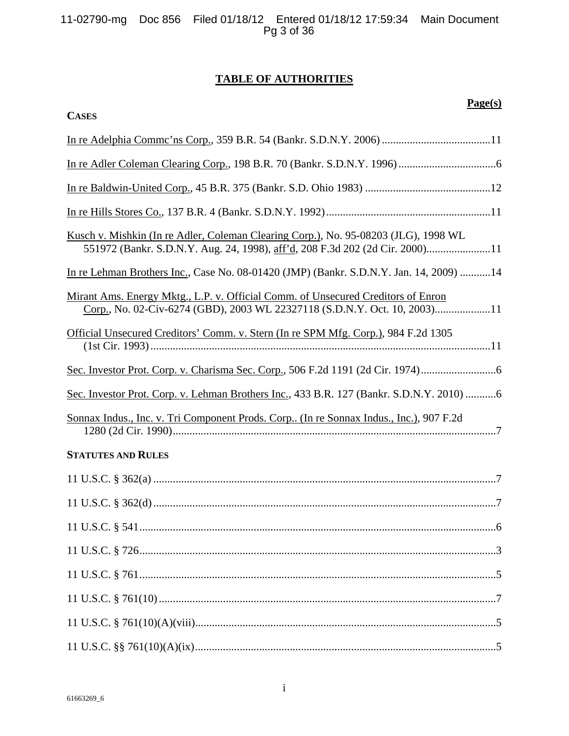# TABLE OF AUTHORITIES

**Page(s)**

**CASES**

In re Adelphia Commc'ns Corp., 359 B.R. 54 (Bankr. S.D.N.Y. 2006) ....................................... 11

In re Adler Coleman Clearing Corp., 198 B.R. 70 (Bankr. S.D.N.Y. 1996) ................................... 6

In re Baldwin-United Corp., 45 B.R. 375 (Bankr. S.D. Ohio 1983) ............................................. 12

In re Hills Stores Co., 137 B.R. 4 (Bankr. S.D.N.Y. 1992) ........................................................... 11

Kusch v. Mishkin (In re Adler, Coleman Clearing Corp.), No. 95-08203 (JLG), 1998 WL 551972 (Bankr. S.D.N.Y. Aug. 24, 1998), aff'd, 208 F.3d 202 (2d Cir. 2000)....................... 11

In re Lehman Brothers Inc., Case No. 08-01420 (JMP) (Bankr. S.D.N.Y. Jan. 14, 2009) ........... 14

Mirant Ams. Energy Mktg., L.P. v. Official Comm. of Unsecured Creditors of Enron Corp., No. 02-Civ-6274 (GBD), 2003 WL 22327118 (S.D.N.Y. Oct. 10, 2003).................... 11

Official Unsecured Creditors' Comm. v. Stern (In re SPM Mfg. Corp.), 984 F.2d 1305 (1st Cir. 1993) ........................................................................................................................... 11

Sec. Investor Prot. Corp. v. Charisma Sec. Corp., 506 F.2d 1191 (2d Cir. 1974)........................... 6

Sec. Investor Prot. Corp. v. Lehman Brothers Inc., 433 B.R. 127 (Bankr. S.D.N.Y. 2010) ........... 6

Sonnax Indus., Inc. v. Tri Component Prods. Corp.. (In re Sonnax Indus., Inc.), 907 F.2d 1280 (2d Cir. 1990).................................................................................................................... 7

**STATUTES AND RULES**

11 U.S.C. § 362(a) ........................................................................................................................... 7

11 U.S.C. § 362(d) ........................................................................................................................... 7

11 U.S.C. § 541................................................................................................................................ 6

11 U.S.C. § 726................................................................................................................................ 3

11 U.S.C. § 761................................................................................................................................ 5

11 U.S.C. § 761(10) ......................................................................................................................... 7

11 U.S.C. § 761(10)(A)(viii)............................................................................................................ 5

11 U.S.C. §§ 761(10)(A)(ix)............................................................................................................ 5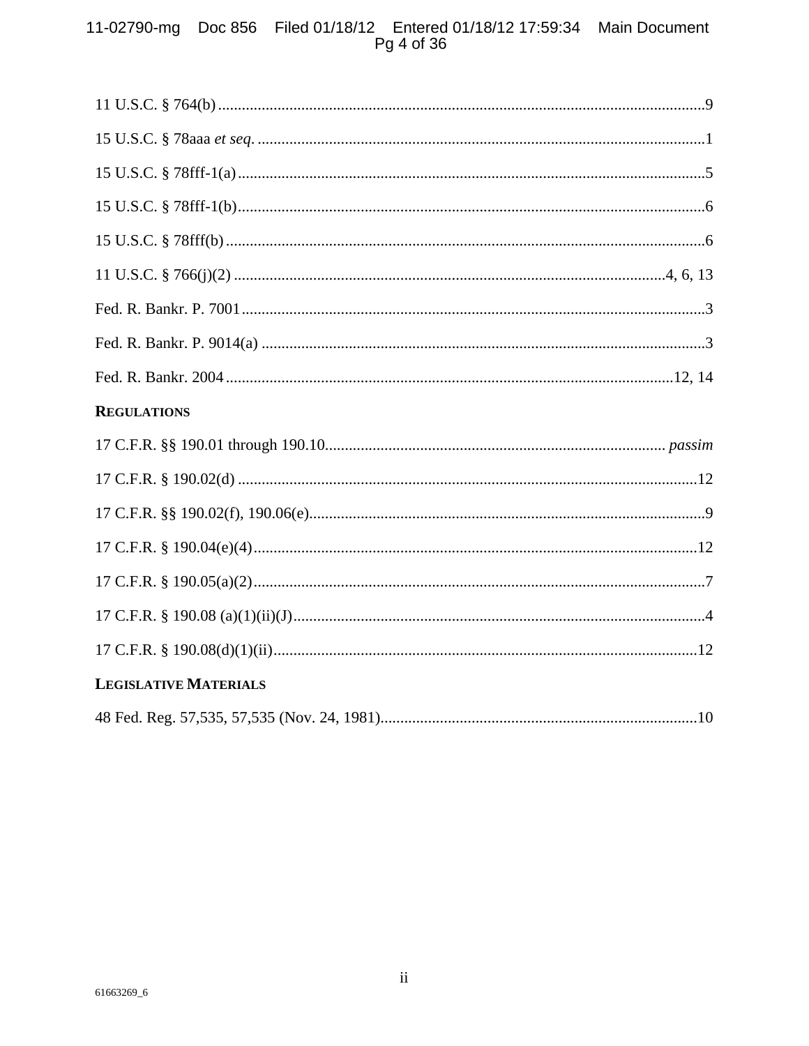11 U.S.C. § 764(b) ....................................................................................................................9

15 U.S.C. § 78aaa *et seq*. ..........................................................................................................1

15 U.S.C. § 78fff-1(a) ................................................................................................................5

15 U.S.C. § 78fff-1(b) ................................................................................................................6

15 U.S.C. § 78fff(b) ....................................................................................................................6

11 U.S.C. § 766(j)(2) ..................................................................................................4, 6, 13

Fed. R. Bankr. P. 7001 ................................................................................................................3

Fed. R. Bankr. P. 9014(a) ...........................................................................................................3

Fed. R. Bankr. 2004 ............................................................................................................12, 14

**REGULATIONS**

17 C.F.R. §§ 190.01 through 190.10 .................................................................................. *passim*

17 C.F.R. § 190.02(d) ...............................................................................................................12

17 C.F.R. §§ 190.02(f), 190.06(e) ...............................................................................................9

17 C.F.R. § 190.04(e)(4) ...........................................................................................................12

17 C.F.R. § 190.05(a)(2) .............................................................................................................7

17 C.F.R. § 190.08 (a)(1)(ii)(J) ...................................................................................................4

17 C.F.R. § 190.08(d)(1)(ii) .......................................................................................................12

**LEGISLATIVE MATERIALS**

48 Fed. Reg. 57,535, 57,535 (Nov. 24, 1981) ...........................................................................10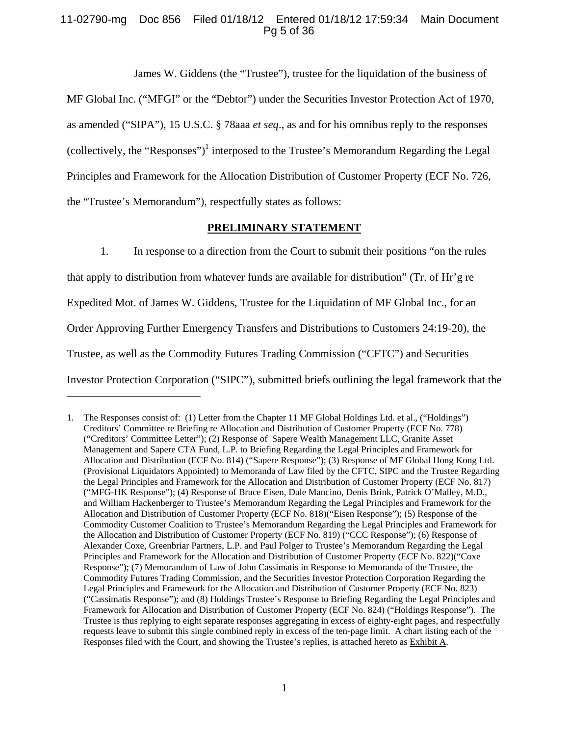James W. Giddens (the "Trustee"), trustee for the liquidation of the business of MF Global Inc. ("MFGI" or the "Debtor") under the Securities Investor Protection Act of 1970, as amended ("SIPA"), 15 U.S.C. § 78aaa *et seq*., as and for his omnibus reply to the responses (collectively, the "Responses")[1] interposed to the Trustee's Memorandum Regarding the Legal Principles and Framework for the Allocation Distribution of Customer Property (ECF No. 726, the "Trustee's Memorandum"), respectfully states as follows:

## PRELIMINARY STATEMENT

1. In response to a direction from the Court to submit their positions "on the rules that apply to distribution from whatever funds are available for distribution" (Tr. of Hr'g re Expedited Mot. of James W. Giddens, Trustee for the Liquidation of MF Global Inc., for an Order Approving Further Emergency Transfers and Distributions to Customers 24:19-20), the Trustee, as well as the Commodity Futures Trading Commission ("CFTC") and Securities Investor Protection Corporation ("SIPC"), submitted briefs outlining the legal framework that the

---

1. The Responses consist of: (1) Letter from the Chapter 11 MF Global Holdings Ltd. et al., ("Holdings") Creditors' Committee re Briefing re Allocation and Distribution of Customer Property (ECF No. 778) ("Creditors' Committee Letter"); (2) Response of Sapere Wealth Management LLC, Granite Asset Management and Sapere CTA Fund, L.P. to Briefing Regarding the Legal Principles and Framework for Allocation and Distribution (ECF No. 814) ("Sapere Response"); (3) Response of MF Global Hong Kong Ltd. (Provisional Liquidators Appointed) to Memoranda of Law filed by the CFTC, SIPC and the Trustee Regarding the Legal Principles and Framework for the Allocation and Distribution of Customer Property (ECF No. 817) ("MFG-HK Response"); (4) Response of Bruce Eisen, Dale Mancino, Denis Brink, Patrick O'Malley, M.D., and William Hackenberger to Trustee's Memorandum Regarding the Legal Principles and Framework for the Allocation and Distribution of Customer Property (ECF No. 818)("Eisen Response"); (5) Response of the Commodity Customer Coalition to Trustee's Memorandum Regarding the Legal Principles and Framework for the Allocation and Distribution of Customer Property (ECF No. 819) ("CCC Response"); (6) Response of Alexander Coxe, Greenbriar Partners, L.P. and Paul Polger to Trustee's Memorandum Regarding the Legal Principles and Framework for the Allocation and Distribution of Customer Property (ECF No. 822)("Coxe Response"); (7) Memorandum of Law of John Cassimatis in Response to Memoranda of the Trustee, the Commodity Futures Trading Commission, and the Securities Investor Protection Corporation Regarding the Legal Principles and Framework for the Allocation and Distribution of Customer Property (ECF No. 823) ("Cassimatis Response"); and (8) Holdings Trustee's Response to Briefing Regarding the Legal Principles and Framework for Allocation and Distribution of Customer Property (ECF No. 824) ("Holdings Response"). The Trustee is thus replying to eight separate responses aggregating in excess of eighty-eight pages, and respectfully requests leave to submit this single combined reply in excess of the ten-page limit. A chart listing each of the Responses filed with the Court, and showing the Trustee's replies, is attached hereto as Exhibit A.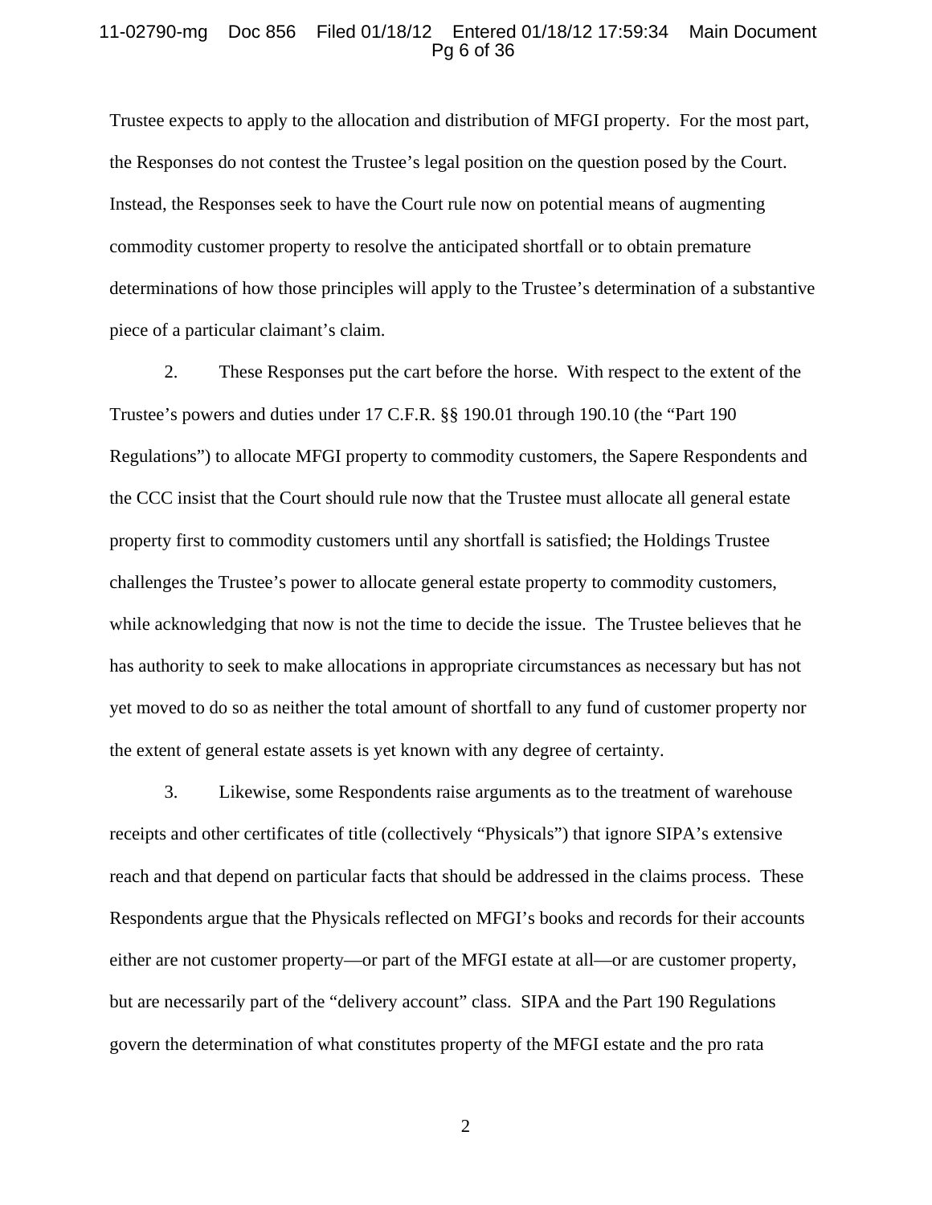Trustee expects to apply to the allocation and distribution of MFGI property. For the most part, the Responses do not contest the Trustee's legal position on the question posed by the Court. Instead, the Responses seek to have the Court rule now on potential means of augmenting commodity customer property to resolve the anticipated shortfall or to obtain premature determinations of how those principles will apply to the Trustee's determination of a substantive piece of a particular claimant's claim.

2. These Responses put the cart before the horse. With respect to the extent of the Trustee's powers and duties under 17 C.F.R. §§ 190.01 through 190.10 (the "Part 190 Regulations") to allocate MFGI property to commodity customers, the Sapere Respondents and the CCC insist that the Court should rule now that the Trustee must allocate all general estate property first to commodity customers until any shortfall is satisfied; the Holdings Trustee challenges the Trustee's power to allocate general estate property to commodity customers, while acknowledging that now is not the time to decide the issue. The Trustee believes that he has authority to seek to make allocations in appropriate circumstances as necessary but has not yet moved to do so as neither the total amount of shortfall to any fund of customer property nor the extent of general estate assets is yet known with any degree of certainty.

3. Likewise, some Respondents raise arguments as to the treatment of warehouse receipts and other certificates of title (collectively "Physicals") that ignore SIPA's extensive reach and that depend on particular facts that should be addressed in the claims process. These Respondents argue that the Physicals reflected on MFGI's books and records for their accounts either are not customer property—or part of the MFGI estate at all—or are customer property, but are necessarily part of the "delivery account" class. SIPA and the Part 190 Regulations govern the determination of what constitutes property of the MFGI estate and the pro rata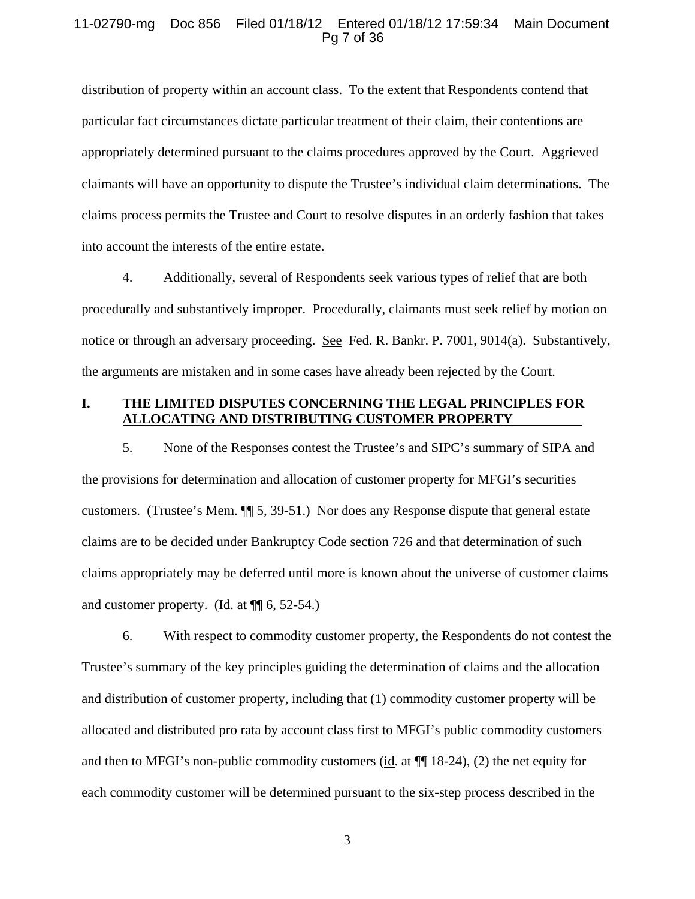distribution of property within an account class. To the extent that Respondents contend that particular fact circumstances dictate particular treatment of their claim, their contentions are appropriately determined pursuant to the claims procedures approved by the Court. Aggrieved claimants will have an opportunity to dispute the Trustee's individual claim determinations. The claims process permits the Trustee and Court to resolve disputes in an orderly fashion that takes into account the interests of the entire estate.

4. Additionally, several of Respondents seek various types of relief that are both procedurally and substantively improper. Procedurally, claimants must seek relief by motion on notice or through an adversary proceeding. See Fed. R. Bankr. P. 7001, 9014(a). Substantively, the arguments are mistaken and in some cases have already been rejected by the Court.

## I. THE LIMITED DISPUTES CONCERNING THE LEGAL PRINCIPLES FOR ALLOCATING AND DISTRIBUTING CUSTOMER PROPERTY

5. None of the Responses contest the Trustee's and SIPC's summary of SIPA and the provisions for determination and allocation of customer property for MFGI's securities customers. (Trustee's Mem. ¶¶ 5, 39-51.) Nor does any Response dispute that general estate claims are to be decided under Bankruptcy Code section 726 and that determination of such claims appropriately may be deferred until more is known about the universe of customer claims and customer property. (Id. at ¶¶ 6, 52-54.)

6. With respect to commodity customer property, the Respondents do not contest the Trustee's summary of the key principles guiding the determination of claims and the allocation and distribution of customer property, including that (1) commodity customer property will be allocated and distributed pro rata by account class first to MFGI's public commodity customers and then to MFGI's non-public commodity customers (id. at ¶¶ 18-24), (2) the net equity for each commodity customer will be determined pursuant to the six-step process described in the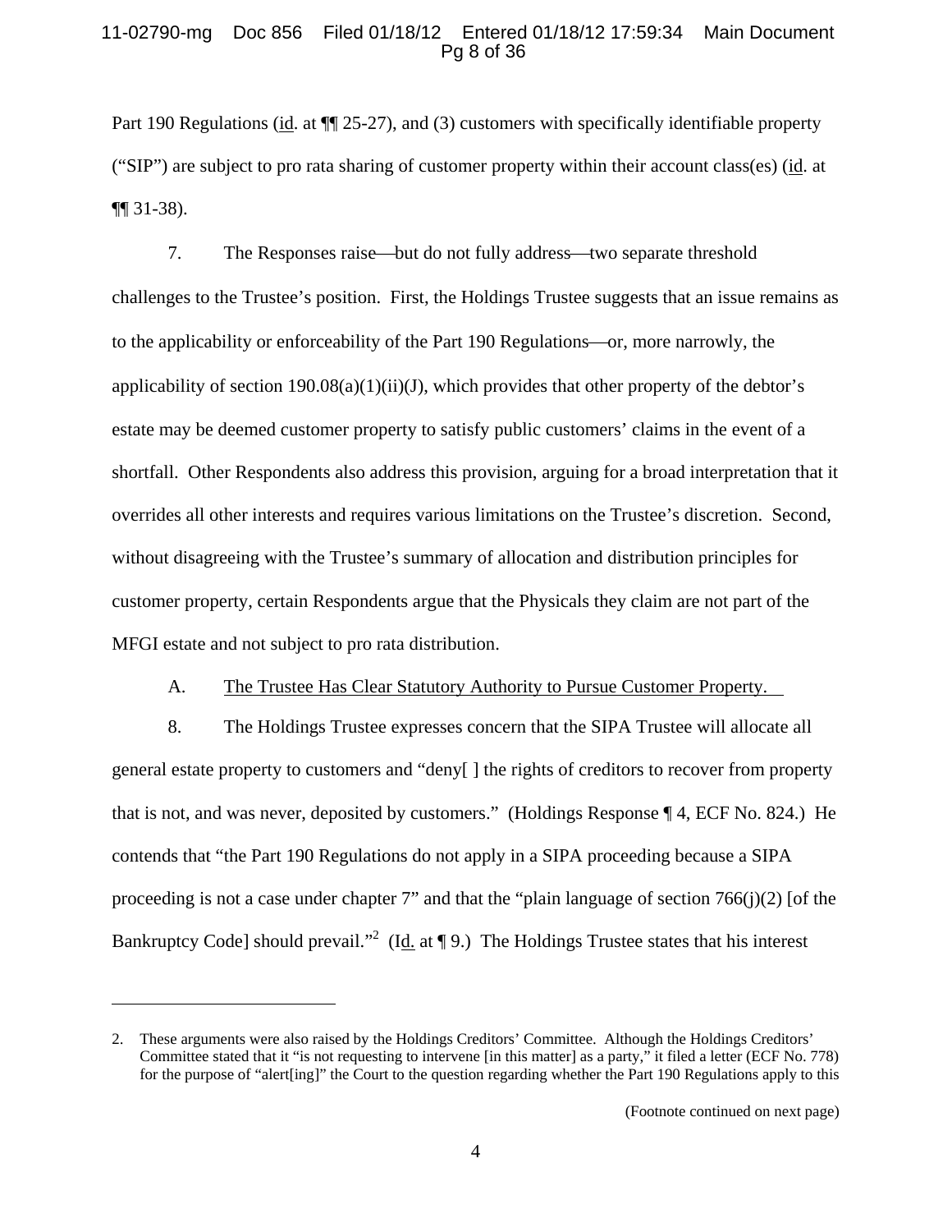Part 190 Regulations (id. at ¶¶ 25-27), and (3) customers with specifically identifiable property ("SIP") are subject to pro rata sharing of customer property within their account class(es) (id. at ¶¶ 31-38).

7. The Responses raise—but do not fully address—two separate threshold challenges to the Trustee's position. First, the Holdings Trustee suggests that an issue remains as to the applicability or enforceability of the Part 190 Regulations—or, more narrowly, the applicability of section 190.08(a)(1)(ii)(J), which provides that other property of the debtor's estate may be deemed customer property to satisfy public customers' claims in the event of a shortfall. Other Respondents also address this provision, arguing for a broad interpretation that it overrides all other interests and requires various limitations on the Trustee's discretion. Second, without disagreeing with the Trustee's summary of allocation and distribution principles for customer property, certain Respondents argue that the Physicals they claim are not part of the MFGI estate and not subject to pro rata distribution.

A. The Trustee Has Clear Statutory Authority to Pursue Customer Property.

8. The Holdings Trustee expresses concern that the SIPA Trustee will allocate all general estate property to customers and "deny[ ] the rights of creditors to recover from property that is not, and was never, deposited by customers." (Holdings Response ¶ 4, ECF No. 824.) He contends that "the Part 190 Regulations do not apply in a SIPA proceeding because a SIPA proceeding is not a case under chapter 7" and that the "plain language of section 766(j)(2) [of the Bankruptcy Code] should prevail."[2] (Id. at ¶ 9.) The Holdings Trustee states that his interest

2. These arguments were also raised by the Holdings Creditors' Committee. Although the Holdings Creditors' Committee stated that it "is not requesting to intervene [in this matter] as a party," it filed a letter (ECF No. 778) for the purpose of "alert[ing]" the Court to the question regarding whether the Part 190 Regulations apply to this

(Footnote continued on next page)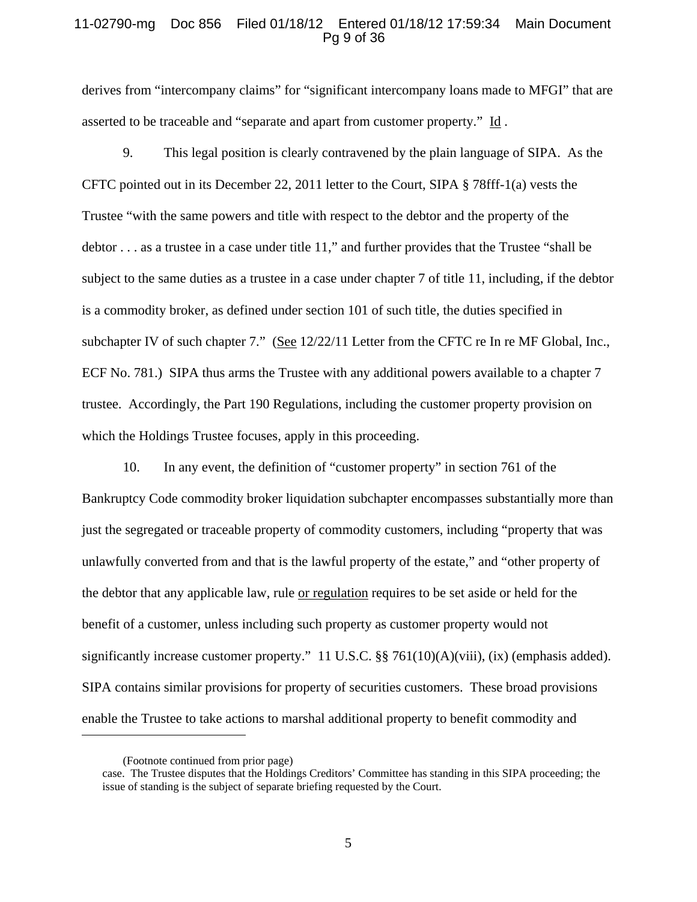derives from "intercompany claims" for "significant intercompany loans made to MFGI" that are asserted to be traceable and "separate and apart from customer property." Id .

9. This legal position is clearly contravened by the plain language of SIPA. As the CFTC pointed out in its December 22, 2011 letter to the Court, SIPA § 78fff-1(a) vests the Trustee "with the same powers and title with respect to the debtor and the property of the debtor . . . as a trustee in a case under title 11," and further provides that the Trustee "shall be subject to the same duties as a trustee in a case under chapter 7 of title 11, including, if the debtor is a commodity broker, as defined under section 101 of such title, the duties specified in subchapter IV of such chapter 7." (See 12/22/11 Letter from the CFTC re In re MF Global, Inc., ECF No. 781.) SIPA thus arms the Trustee with any additional powers available to a chapter 7 trustee. Accordingly, the Part 190 Regulations, including the customer property provision on which the Holdings Trustee focuses, apply in this proceeding.

10. In any event, the definition of "customer property" in section 761 of the Bankruptcy Code commodity broker liquidation subchapter encompasses substantially more than just the segregated or traceable property of commodity customers, including "property that was unlawfully converted from and that is the lawful property of the estate," and "other property of the debtor that any applicable law, rule or regulation requires to be set aside or held for the benefit of a customer, unless including such property as customer property would not significantly increase customer property." 11 U.S.C. §§ 761(10)(A)(viii), (ix) (emphasis added). SIPA contains similar provisions for property of securities customers. These broad provisions enable the Trustee to take actions to marshal additional property to benefit commodity and

---

(Footnote continued from prior page)
case. The Trustee disputes that the Holdings Creditors' Committee has standing in this SIPA proceeding; the issue of standing is the subject of separate briefing requested by the Court.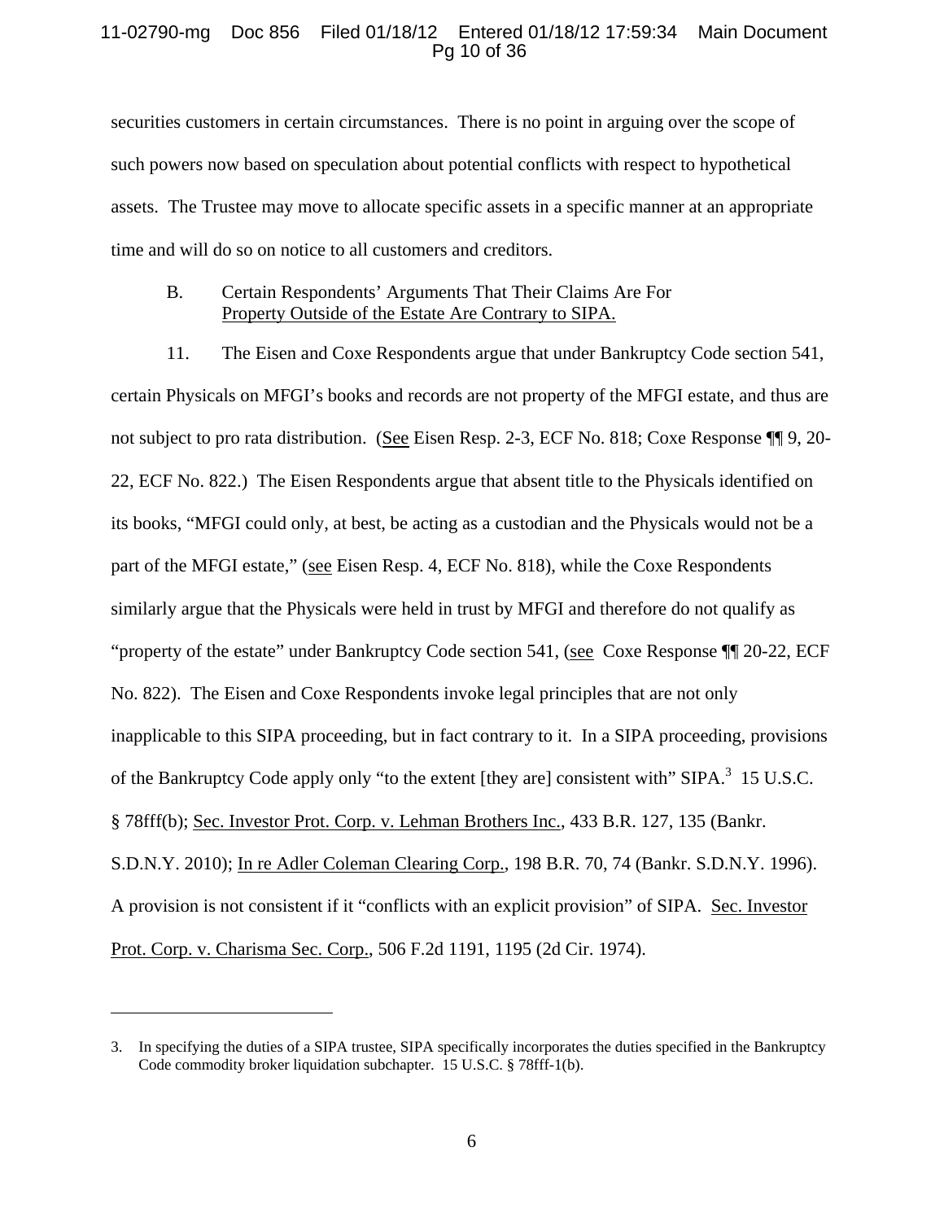securities customers in certain circumstances. There is no point in arguing over the scope of such powers now based on speculation about potential conflicts with respect to hypothetical assets. The Trustee may move to allocate specific assets in a specific manner at an appropriate time and will do so on notice to all customers and creditors.

### B. Certain Respondents' Arguments That Their Claims Are For Property Outside of the Estate Are Contrary to SIPA.

11. The Eisen and Coxe Respondents argue that under Bankruptcy Code section 541, certain Physicals on MFGI's books and records are not property of the MFGI estate, and thus are not subject to pro rata distribution. (See Eisen Resp. 2-3, ECF No. 818; Coxe Response ¶¶ 9, 20-22, ECF No. 822.) The Eisen Respondents argue that absent title to the Physicals identified on its books, "MFGI could only, at best, be acting as a custodian and the Physicals would not be a part of the MFGI estate," (see Eisen Resp. 4, ECF No. 818), while the Coxe Respondents similarly argue that the Physicals were held in trust by MFGI and therefore do not qualify as "property of the estate" under Bankruptcy Code section 541, (see Coxe Response ¶¶ 20-22, ECF No. 822). The Eisen and Coxe Respondents invoke legal principles that are not only inapplicable to this SIPA proceeding, but in fact contrary to it. In a SIPA proceeding, provisions of the Bankruptcy Code apply only "to the extent [they are] consistent with" SIPA.[3] 15 U.S.C. § 78fff(b); Sec. Investor Prot. Corp. v. Lehman Brothers Inc., 433 B.R. 127, 135 (Bankr. S.D.N.Y. 2010); In re Adler Coleman Clearing Corp., 198 B.R. 70, 74 (Bankr. S.D.N.Y. 1996). A provision is not consistent if it "conflicts with an explicit provision" of SIPA. Sec. Investor Prot. Corp. v. Charisma Sec. Corp., 506 F.2d 1191, 1195 (2d Cir. 1974).

---

3. In specifying the duties of a SIPA trustee, SIPA specifically incorporates the duties specified in the Bankruptcy Code commodity broker liquidation subchapter. 15 U.S.C. § 78fff-1(b).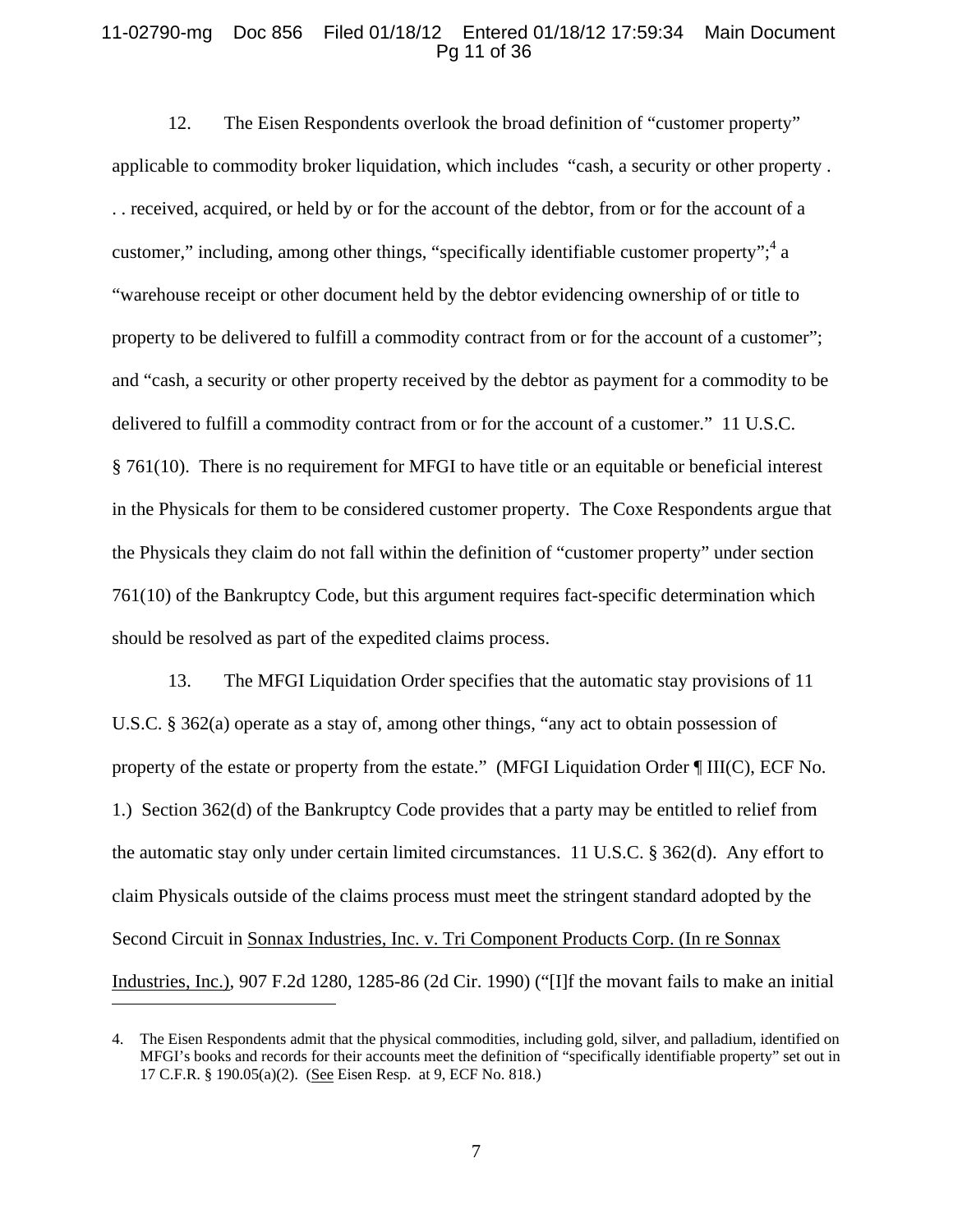12. The Eisen Respondents overlook the broad definition of "customer property" applicable to commodity broker liquidation, which includes "cash, a security or other property . . . received, acquired, or held by or for the account of the debtor, from or for the account of a customer," including, among other things, "specifically identifiable customer property";[4] a "warehouse receipt or other document held by the debtor evidencing ownership of or title to property to be delivered to fulfill a commodity contract from or for the account of a customer"; and "cash, a security or other property received by the debtor as payment for a commodity to be delivered to fulfill a commodity contract from or for the account of a customer." 11 U.S.C. § 761(10). There is no requirement for MFGI to have title or an equitable or beneficial interest in the Physicals for them to be considered customer property. The Coxe Respondents argue that the Physicals they claim do not fall within the definition of "customer property" under section 761(10) of the Bankruptcy Code, but this argument requires fact-specific determination which should be resolved as part of the expedited claims process.

13. The MFGI Liquidation Order specifies that the automatic stay provisions of 11 U.S.C. § 362(a) operate as a stay of, among other things, "any act to obtain possession of property of the estate or property from the estate." (MFGI Liquidation Order ¶ III(C), ECF No. 1.) Section 362(d) of the Bankruptcy Code provides that a party may be entitled to relief from the automatic stay only under certain limited circumstances. 11 U.S.C. § 362(d). Any effort to claim Physicals outside of the claims process must meet the stringent standard adopted by the Second Circuit in Sonnax Industries, Inc. v. Tri Component Products Corp. (In re Sonnax Industries, Inc.), 907 F.2d 1280, 1285-86 (2d Cir. 1990) ("[I]f the movant fails to make an initial

---

4. The Eisen Respondents admit that the physical commodities, including gold, silver, and palladium, identified on MFGI's books and records for their accounts meet the definition of "specifically identifiable property" set out in 17 C.F.R. § 190.05(a)(2). (See Eisen Resp. at 9, ECF No. 818.)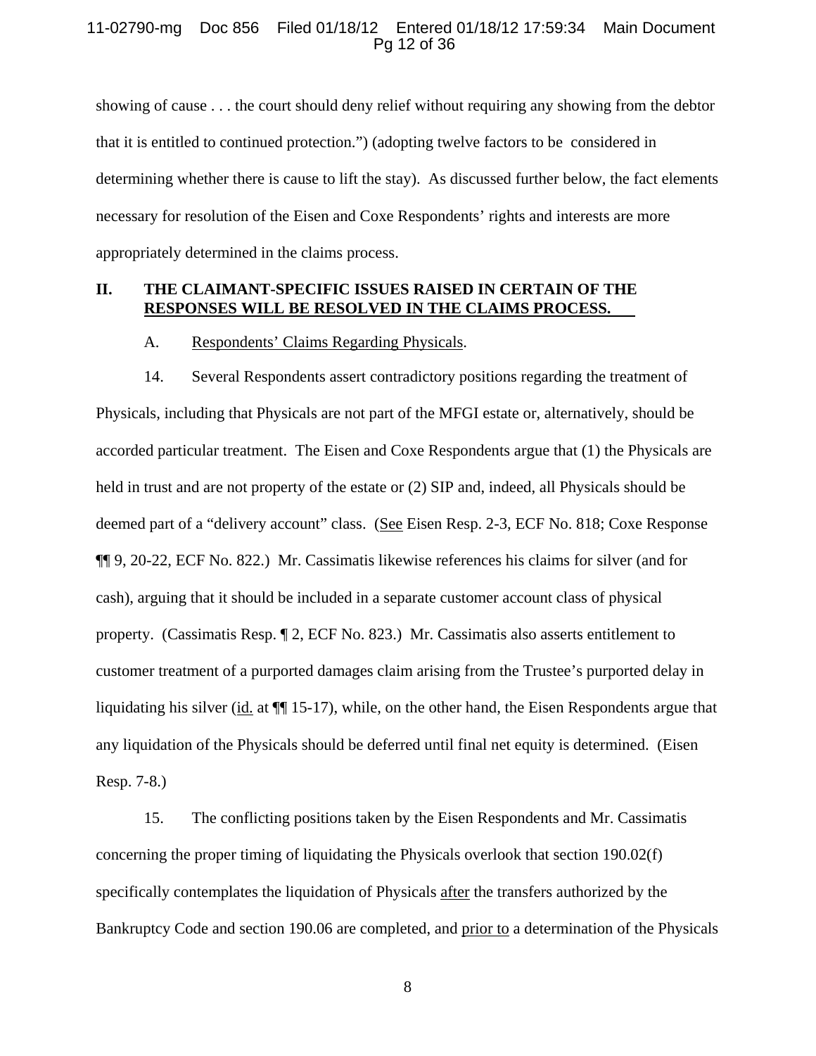showing of cause . . . the court should deny relief without requiring any showing from the debtor that it is entitled to continued protection.") (adopting twelve factors to be considered in determining whether there is cause to lift the stay). As discussed further below, the fact elements necessary for resolution of the Eisen and Coxe Respondents' rights and interests are more appropriately determined in the claims process.

## II. THE CLAIMANT-SPECIFIC ISSUES RAISED IN CERTAIN OF THE RESPONSES WILL BE RESOLVED IN THE CLAIMS PROCESS.

### A. Respondents' Claims Regarding Physicals.

14. Several Respondents assert contradictory positions regarding the treatment of Physicals, including that Physicals are not part of the MFGI estate or, alternatively, should be accorded particular treatment. The Eisen and Coxe Respondents argue that (1) the Physicals are held in trust and are not property of the estate or (2) SIP and, indeed, all Physicals should be deemed part of a "delivery account" class. (See Eisen Resp. 2-3, ECF No. 818; Coxe Response ¶¶ 9, 20-22, ECF No. 822.) Mr. Cassimatis likewise references his claims for silver (and for cash), arguing that it should be included in a separate customer account class of physical property. (Cassimatis Resp. ¶ 2, ECF No. 823.) Mr. Cassimatis also asserts entitlement to customer treatment of a purported damages claim arising from the Trustee's purported delay in liquidating his silver (id. at ¶¶ 15-17), while, on the other hand, the Eisen Respondents argue that any liquidation of the Physicals should be deferred until final net equity is determined. (Eisen Resp. 7-8.)

15. The conflicting positions taken by the Eisen Respondents and Mr. Cassimatis concerning the proper timing of liquidating the Physicals overlook that section 190.02(f) specifically contemplates the liquidation of Physicals after the transfers authorized by the Bankruptcy Code and section 190.06 are completed, and prior to a determination of the Physicals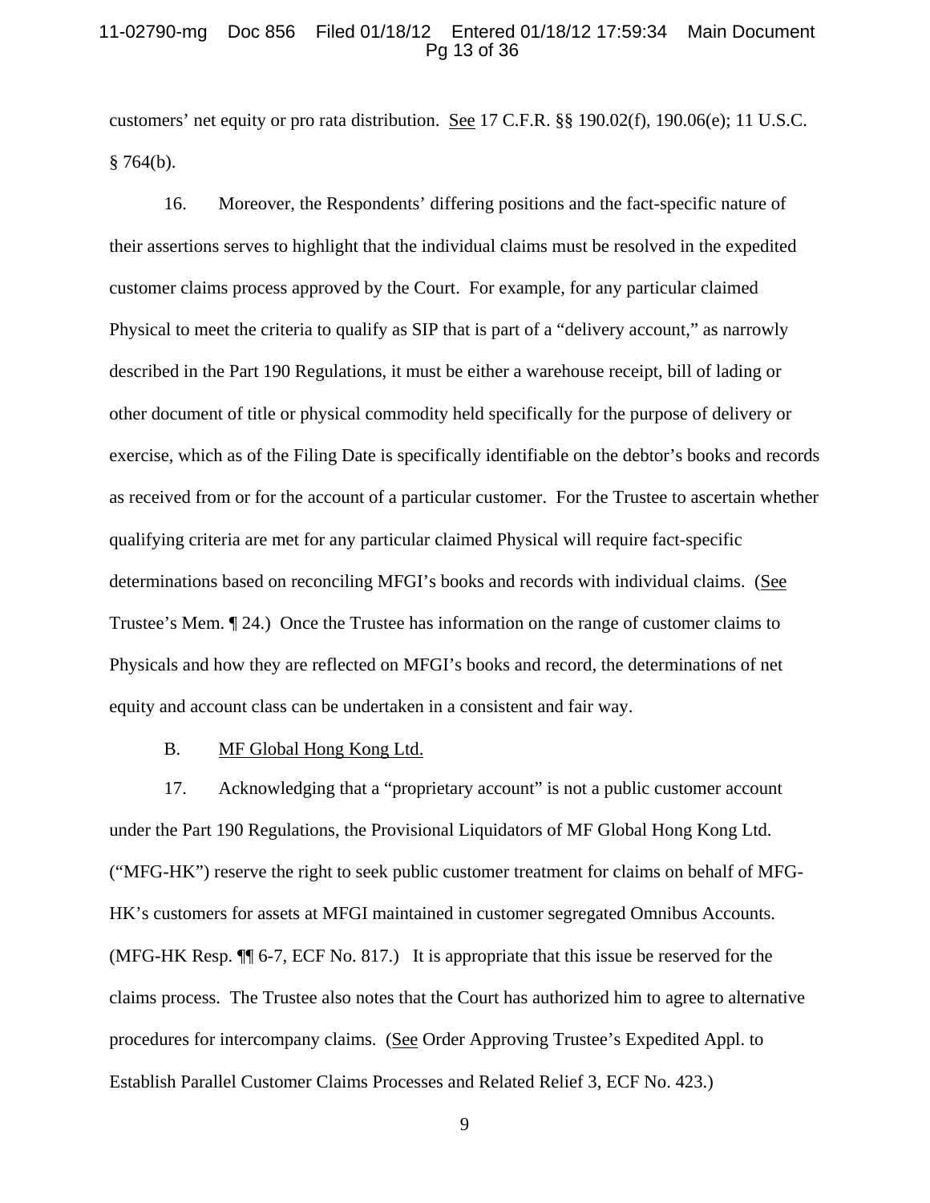customers' net equity or pro rata distribution. See 17 C.F.R. §§ 190.02(f), 190.06(e); 11 U.S.C. § 764(b).

16. Moreover, the Respondents' differing positions and the fact-specific nature of their assertions serves to highlight that the individual claims must be resolved in the expedited customer claims process approved by the Court. For example, for any particular claimed Physical to meet the criteria to qualify as SIP that is part of a "delivery account," as narrowly described in the Part 190 Regulations, it must be either a warehouse receipt, bill of lading or other document of title or physical commodity held specifically for the purpose of delivery or exercise, which as of the Filing Date is specifically identifiable on the debtor's books and records as received from or for the account of a particular customer. For the Trustee to ascertain whether qualifying criteria are met for any particular claimed Physical will require fact-specific determinations based on reconciling MFGI's books and records with individual claims. (See Trustee's Mem. ¶ 24.) Once the Trustee has information on the range of customer claims to Physicals and how they are reflected on MFGI's books and record, the determinations of net equity and account class can be undertaken in a consistent and fair way.

B. MF Global Hong Kong Ltd.

17. Acknowledging that a "proprietary account" is not a public customer account under the Part 190 Regulations, the Provisional Liquidators of MF Global Hong Kong Ltd. ("MFG-HK") reserve the right to seek public customer treatment for claims on behalf of MFG-HK's customers for assets at MFGI maintained in customer segregated Omnibus Accounts. (MFG-HK Resp. ¶¶ 6-7, ECF No. 817.) It is appropriate that this issue be reserved for the claims process. The Trustee also notes that the Court has authorized him to agree to alternative procedures for intercompany claims. (See Order Approving Trustee's Expedited Appl. to Establish Parallel Customer Claims Processes and Related Relief 3, ECF No. 423.)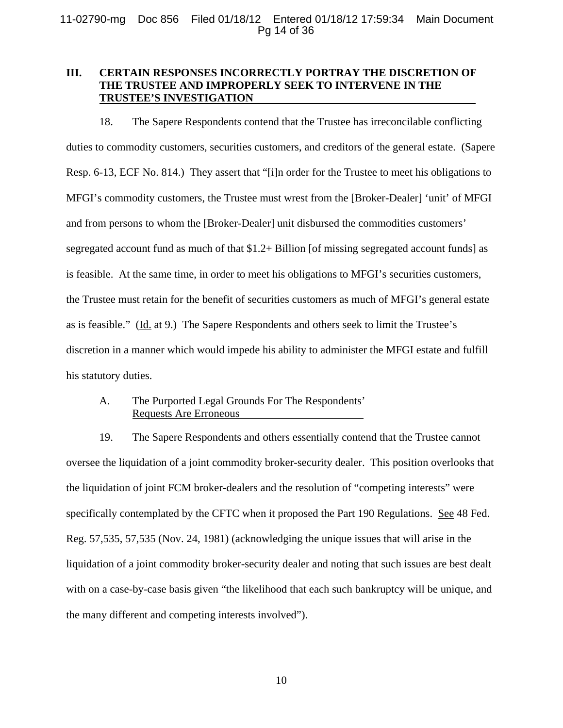## III. CERTAIN RESPONSES INCORRECTLY PORTRAY THE DISCRETION OF THE TRUSTEE AND IMPROPERLY SEEK TO INTERVENE IN THE TRUSTEE'S INVESTIGATION

18. The Sapere Respondents contend that the Trustee has irreconcilable conflicting duties to commodity customers, securities customers, and creditors of the general estate. (Sapere Resp. 6-13, ECF No. 814.) They assert that "[i]n order for the Trustee to meet his obligations to MFGI's commodity customers, the Trustee must wrest from the [Broker-Dealer] 'unit' of MFGI and from persons to whom the [Broker-Dealer] unit disbursed the commodities customers' segregated account fund as much of that $1.2+ Billion [of missing segregated account funds] as is feasible. At the same time, in order to meet his obligations to MFGI's securities customers, the Trustee must retain for the benefit of securities customers as much of MFGI's general estate as is feasible." (Id. at 9.) The Sapere Respondents and others seek to limit the Trustee's discretion in a manner which would impede his ability to administer the MFGI estate and fulfill his statutory duties.

### A. The Purported Legal Grounds For The Respondents' Requests Are Erroneous

19. The Sapere Respondents and others essentially contend that the Trustee cannot oversee the liquidation of a joint commodity broker-security dealer. This position overlooks that the liquidation of joint FCM broker-dealers and the resolution of "competing interests" were specifically contemplated by the CFTC when it proposed the Part 190 Regulations. See 48 Fed. Reg. 57,535, 57,535 (Nov. 24, 1981) (acknowledging the unique issues that will arise in the liquidation of a joint commodity broker-security dealer and noting that such issues are best dealt with on a case-by-case basis given "the likelihood that each such bankruptcy will be unique, and the many different and competing interests involved").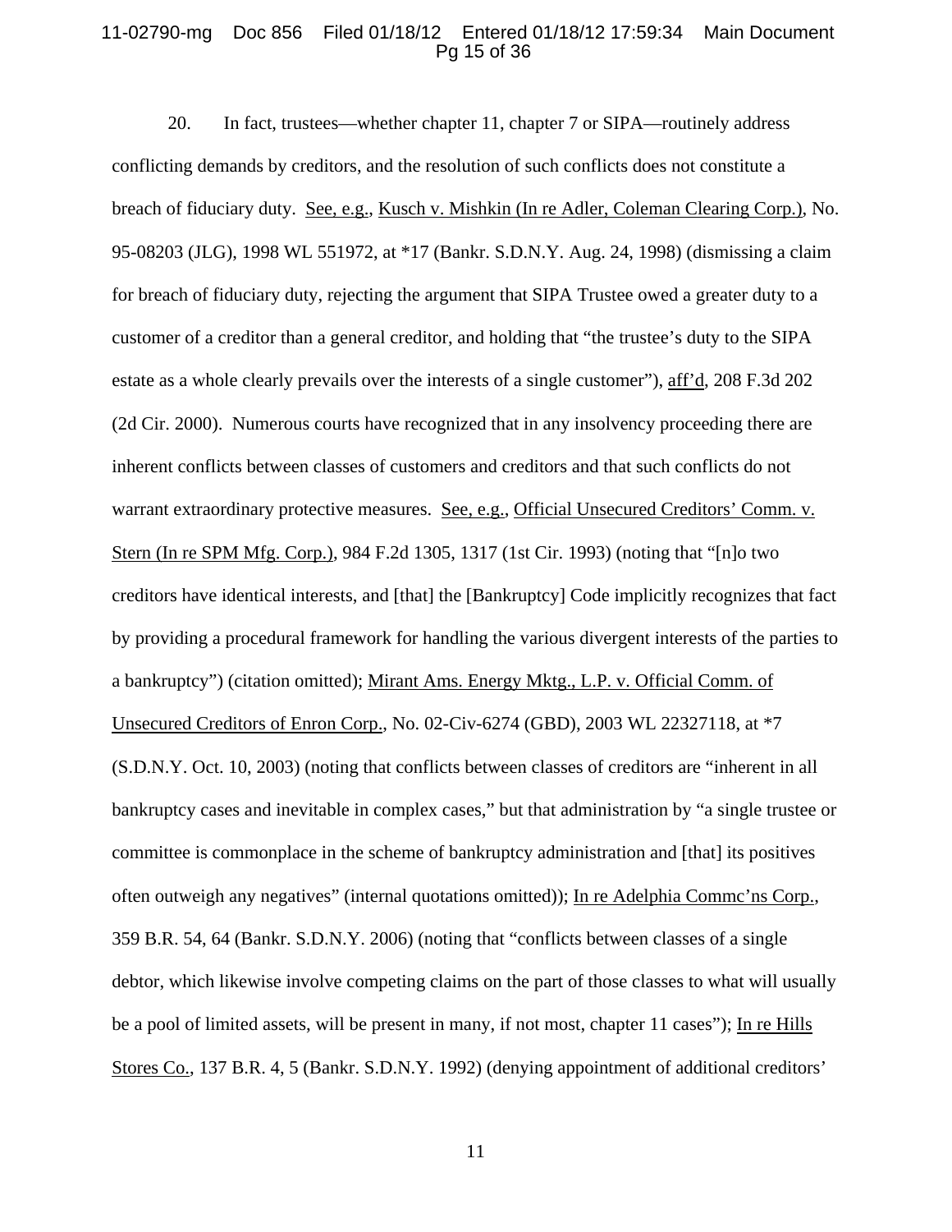20. In fact, trustees—whether chapter 11, chapter 7 or SIPA—routinely address conflicting demands by creditors, and the resolution of such conflicts does not constitute a breach of fiduciary duty. See, e.g., Kusch v. Mishkin (In re Adler, Coleman Clearing Corp.), No. 95-08203 (JLG), 1998 WL 551972, at *17 (Bankr. S.D.N.Y. Aug. 24, 1998) (dismissing a claim for breach of fiduciary duty, rejecting the argument that SIPA Trustee owed a greater duty to a customer of a creditor than a general creditor, and holding that "the trustee's duty to the SIPA estate as a whole clearly prevails over the interests of a single customer"), aff'd, 208 F.3d 202 (2d Cir. 2000). Numerous courts have recognized that in any insolvency proceeding there are inherent conflicts between classes of customers and creditors and that such conflicts do not warrant extraordinary protective measures. See, e.g., Official Unsecured Creditors' Comm. v. Stern (In re SPM Mfg. Corp.), 984 F.2d 1305, 1317 (1st Cir. 1993) (noting that "[n]o two creditors have identical interests, and [that] the [Bankruptcy] Code implicitly recognizes that fact by providing a procedural framework for handling the various divergent interests of the parties to a bankruptcy") (citation omitted); Mirant Ams. Energy Mktg., L.P. v. Official Comm. of Unsecured Creditors of Enron Corp., No. 02-Civ-6274 (GBD), 2003 WL 22327118, at *7 (S.D.N.Y. Oct. 10, 2003) (noting that conflicts between classes of creditors are "inherent in all bankruptcy cases and inevitable in complex cases," but that administration by "a single trustee or committee is commonplace in the scheme of bankruptcy administration and [that] its positives often outweigh any negatives" (internal quotations omitted)); In re Adelphia Commc'ns Corp., 359 B.R. 54, 64 (Bankr. S.D.N.Y. 2006) (noting that "conflicts between classes of a single debtor, which likewise involve competing claims on the part of those classes to what will usually be a pool of limited assets, will be present in many, if not most, chapter 11 cases"); In re Hills Stores Co., 137 B.R. 4, 5 (Bankr. S.D.N.Y. 1992) (denying appointment of additional creditors'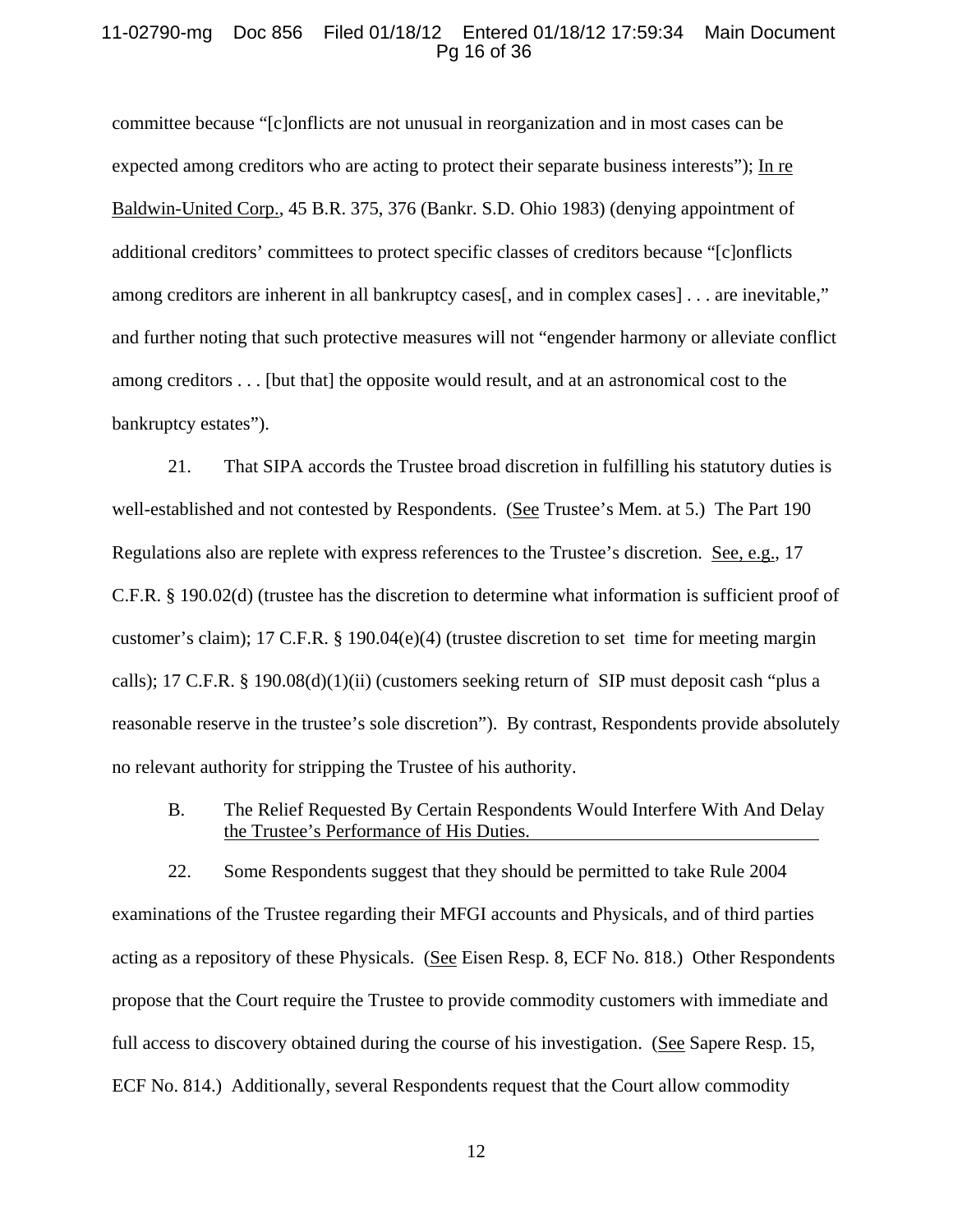committee because "[c]onflicts are not unusual in reorganization and in most cases can be expected among creditors who are acting to protect their separate business interests"); In re Baldwin-United Corp., 45 B.R. 375, 376 (Bankr. S.D. Ohio 1983) (denying appointment of additional creditors' committees to protect specific classes of creditors because "[c]onflicts among creditors are inherent in all bankruptcy cases[, and in complex cases] . . . are inevitable," and further noting that such protective measures will not "engender harmony or alleviate conflict among creditors . . . [but that] the opposite would result, and at an astronomical cost to the bankruptcy estates").

21. That SIPA accords the Trustee broad discretion in fulfilling his statutory duties is well-established and not contested by Respondents. (See Trustee's Mem. at 5.) The Part 190 Regulations also are replete with express references to the Trustee's discretion. See, e.g., 17 C.F.R. § 190.02(d) (trustee has the discretion to determine what information is sufficient proof of customer's claim); 17 C.F.R. § 190.04(e)(4) (trustee discretion to set time for meeting margin calls); 17 C.F.R. § 190.08(d)(1)(ii) (customers seeking return of SIP must deposit cash "plus a reasonable reserve in the trustee's sole discretion"). By contrast, Respondents provide absolutely no relevant authority for stripping the Trustee of his authority.

### B. The Relief Requested By Certain Respondents Would Interfere With And Delay the Trustee's Performance of His Duties.

22. Some Respondents suggest that they should be permitted to take Rule 2004 examinations of the Trustee regarding their MFGI accounts and Physicals, and of third parties acting as a repository of these Physicals. (See Eisen Resp. 8, ECF No. 818.) Other Respondents propose that the Court require the Trustee to provide commodity customers with immediate and full access to discovery obtained during the course of his investigation. (See Sapere Resp. 15, ECF No. 814.) Additionally, several Respondents request that the Court allow commodity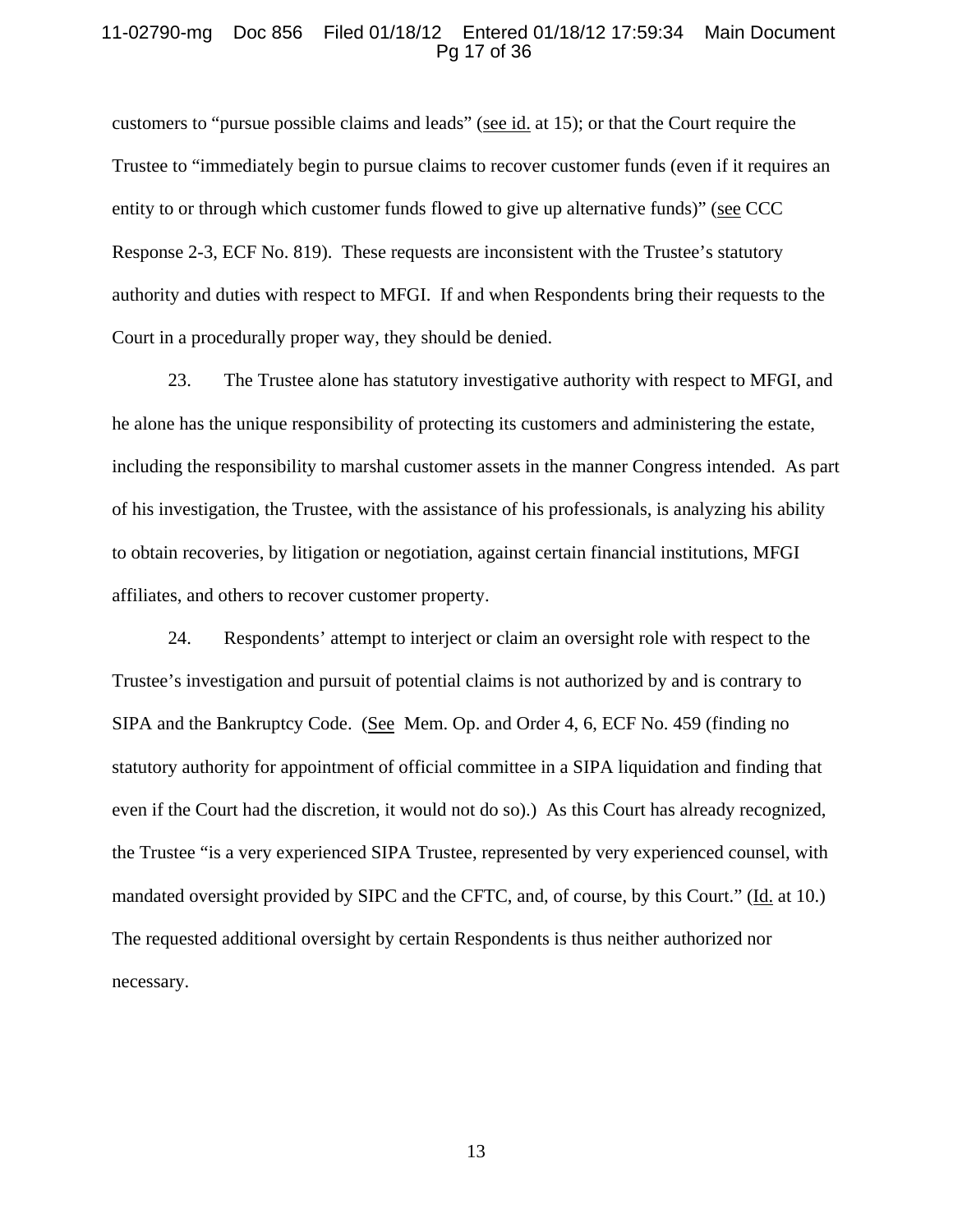customers to "pursue possible claims and leads" (see id. at 15); or that the Court require the Trustee to "immediately begin to pursue claims to recover customer funds (even if it requires an entity to or through which customer funds flowed to give up alternative funds)" (see CCC Response 2-3, ECF No. 819). These requests are inconsistent with the Trustee's statutory authority and duties with respect to MFGI. If and when Respondents bring their requests to the Court in a procedurally proper way, they should be denied.

23. The Trustee alone has statutory investigative authority with respect to MFGI, and he alone has the unique responsibility of protecting its customers and administering the estate, including the responsibility to marshal customer assets in the manner Congress intended. As part of his investigation, the Trustee, with the assistance of his professionals, is analyzing his ability to obtain recoveries, by litigation or negotiation, against certain financial institutions, MFGI affiliates, and others to recover customer property.

24. Respondents' attempt to interject or claim an oversight role with respect to the Trustee's investigation and pursuit of potential claims is not authorized by and is contrary to SIPA and the Bankruptcy Code. (See Mem. Op. and Order 4, 6, ECF No. 459 (finding no statutory authority for appointment of official committee in a SIPA liquidation and finding that even if the Court had the discretion, it would not do so).) As this Court has already recognized, the Trustee "is a very experienced SIPA Trustee, represented by very experienced counsel, with mandated oversight provided by SIPC and the CFTC, and, of course, by this Court." (Id. at 10.) The requested additional oversight by certain Respondents is thus neither authorized nor necessary.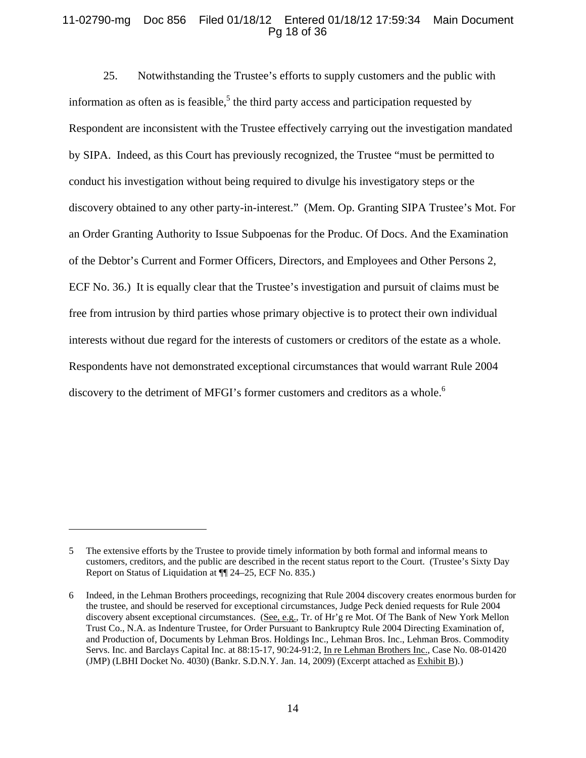25. Notwithstanding the Trustee's efforts to supply customers and the public with information as often as is feasible,[5] the third party access and participation requested by Respondent are inconsistent with the Trustee effectively carrying out the investigation mandated by SIPA. Indeed, as this Court has previously recognized, the Trustee "must be permitted to conduct his investigation without being required to divulge his investigatory steps or the discovery obtained to any other party-in-interest." (Mem. Op. Granting SIPA Trustee's Mot. For an Order Granting Authority to Issue Subpoenas for the Produc. Of Docs. And the Examination of the Debtor's Current and Former Officers, Directors, and Employees and Other Persons 2, ECF No. 36.) It is equally clear that the Trustee's investigation and pursuit of claims must be free from intrusion by third parties whose primary objective is to protect their own individual interests without due regard for the interests of customers or creditors of the estate as a whole. Respondents have not demonstrated exceptional circumstances that would warrant Rule 2004 discovery to the detriment of MFGI's former customers and creditors as a whole.[6]

---

5 The extensive efforts by the Trustee to provide timely information by both formal and informal means to customers, creditors, and the public are described in the recent status report to the Court. (Trustee's Sixty Day Report on Status of Liquidation at ¶¶ 24–25, ECF No. 835.)

6 Indeed, in the Lehman Brothers proceedings, recognizing that Rule 2004 discovery creates enormous burden for the trustee, and should be reserved for exceptional circumstances, Judge Peck denied requests for Rule 2004 discovery absent exceptional circumstances. (See, e.g., Tr. of Hr'g re Mot. Of The Bank of New York Mellon Trust Co., N.A. as Indenture Trustee, for Order Pursuant to Bankruptcy Rule 2004 Directing Examination of, and Production of, Documents by Lehman Bros. Holdings Inc., Lehman Bros. Inc., Lehman Bros. Commodity Servs. Inc. and Barclays Capital Inc. at 88:15-17, 90:24-91:2, In re Lehman Brothers Inc., Case No. 08-01420 (JMP) (LBHI Docket No. 4030) (Bankr. S.D.N.Y. Jan. 14, 2009) (Excerpt attached as Exhibit B).)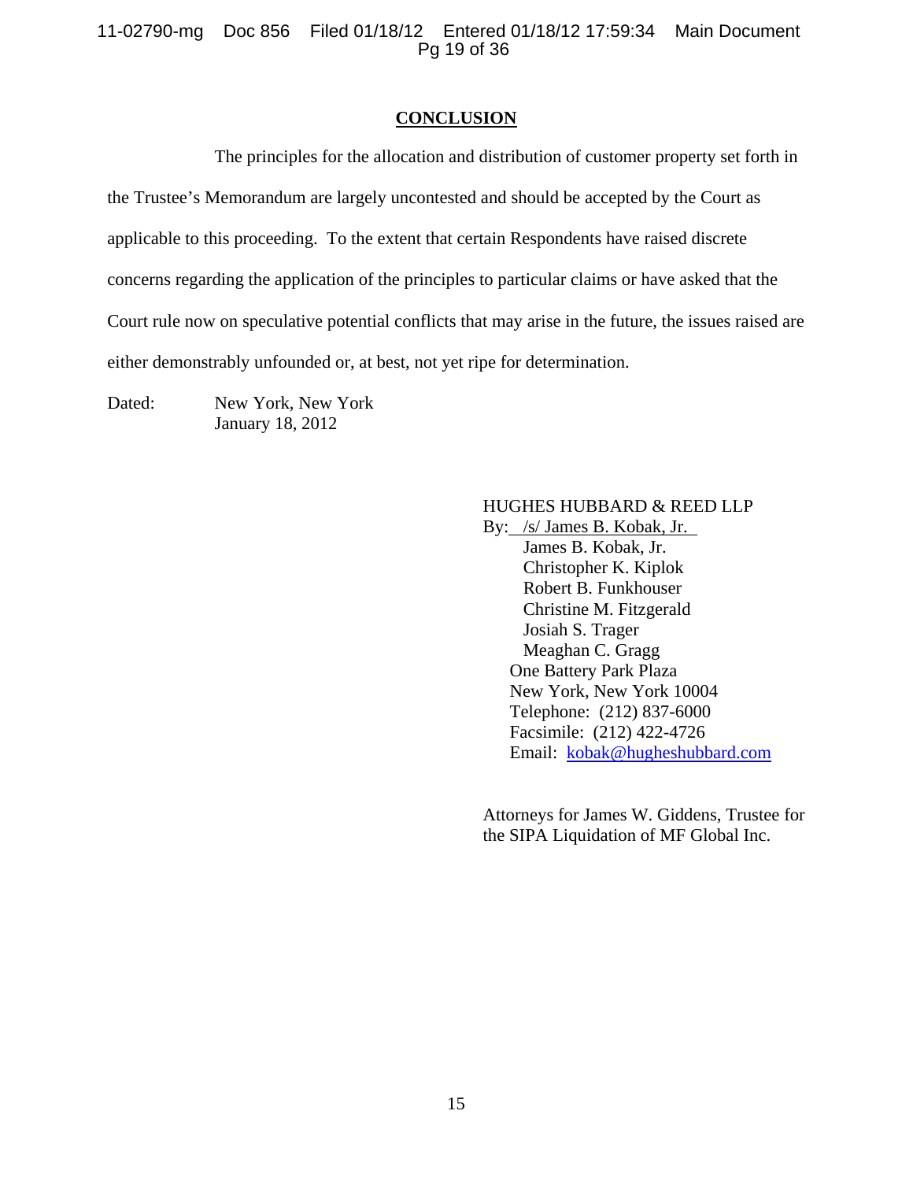## CONCLUSION

The principles for the allocation and distribution of customer property set forth in the Trustee's Memorandum are largely uncontested and should be accepted by the Court as applicable to this proceeding. To the extent that certain Respondents have raised discrete concerns regarding the application of the principles to particular claims or have asked that the Court rule now on speculative potential conflicts that may arise in the future, the issues raised are either demonstrably unfounded or, at best, not yet ripe for determination.

Dated: New York, New York
January 18, 2012

HUGHES HUBBARD & REED LLP
By: /s/ James B. Kobak, Jr.
James B. Kobak, Jr.
Christopher K. Kiplok
Robert B. Funkhouser
Christine M. Fitzgerald
Josiah S. Trager
Meaghan C. Gragg
One Battery Park Plaza
New York, New York 10004
Telephone: (212) 837-6000
Facsimile: (212) 422-4726
Email: kobak@hugheshubbard.com

Attorneys for James W. Giddens, Trustee for the SIPA Liquidation of MF Global Inc.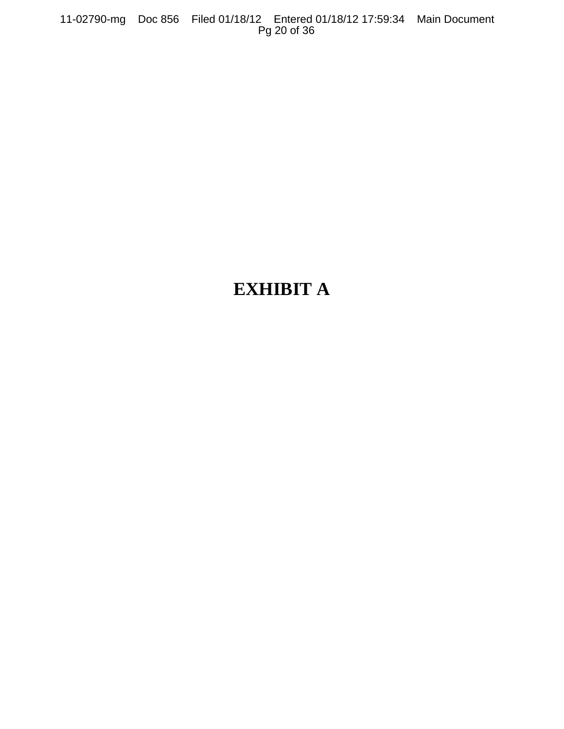# EXHIBIT A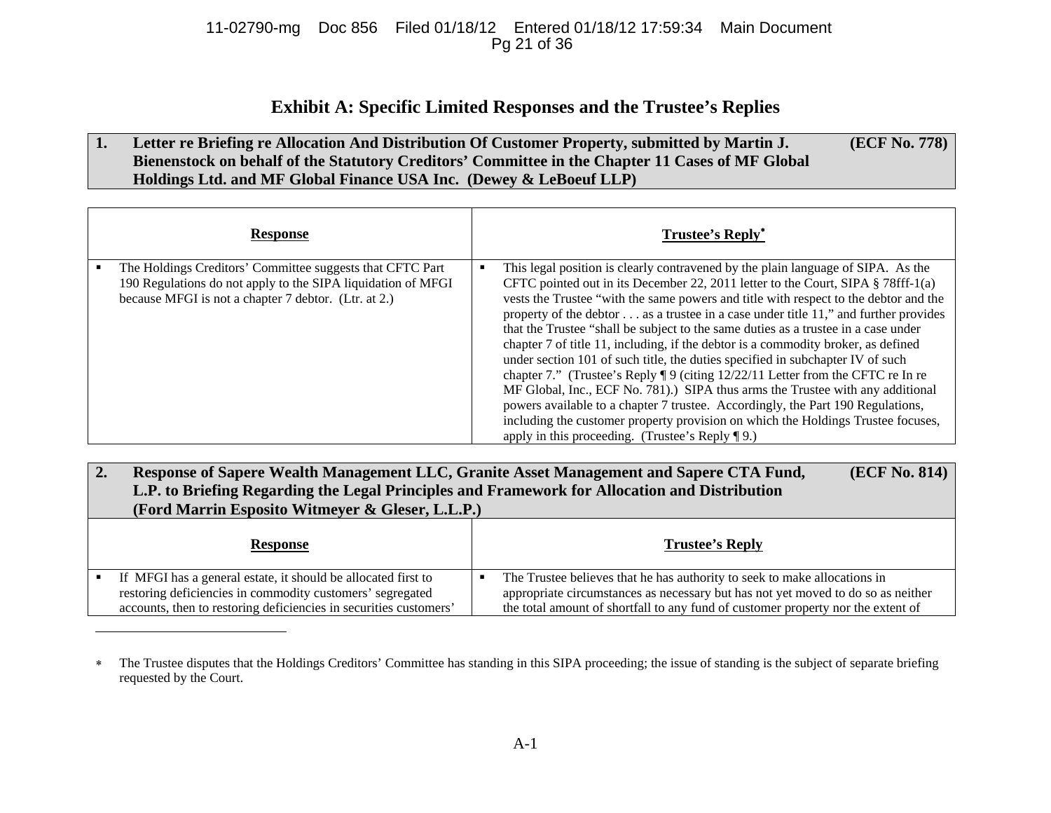# Exhibit A: Specific Limited Responses and the Trustee's Replies

| 1. | Letter re Briefing re Allocation And Distribution Of Customer Property, submitted by Martin J. Bienenstock on behalf of the Statutory Creditors' Committee in the Chapter 11 Cases of MF Global Holdings Ltd. and MF Global Finance USA Inc. (Dewey & LeBoeuf LLP) | (ECF No. 778) |
|---|---|---|

| Response | Trustee's Reply* |
|---|---|
| ▪ The Holdings Creditors' Committee suggests that CFTC Part 190 Regulations do not apply to the SIPA liquidation of MFGI because MFGI is not a chapter 7 debtor. (Ltr. at 2.) | ▪ This legal position is clearly contravened by the plain language of SIPA. As the CFTC pointed out in its December 22, 2011 letter to the Court, SIPA § 78fff-1(a) vests the Trustee "with the same powers and title with respect to the debtor and the property of the debtor . . . as a trustee in a case under title 11," and further provides that the Trustee "shall be subject to the same duties as a trustee in a case under chapter 7 of title 11, including, if the debtor is a commodity broker, as defined under section 101 of such title, the duties specified in subchapter IV of such chapter 7." (Trustee's Reply ¶ 9 (citing 12/22/11 Letter from the CFTC re In re MF Global, Inc., ECF No. 781).) SIPA thus arms the Trustee with any additional powers available to a chapter 7 trustee. Accordingly, the Part 190 Regulations, including the customer property provision on which the Holdings Trustee focuses, apply in this proceeding. (Trustee's Reply ¶ 9.) |

| 2. | Response of Sapere Wealth Management LLC, Granite Asset Management and Sapere CTA Fund, L.P. to Briefing Regarding the Legal Principles and Framework for Allocation and Distribution (Ford Marrin Esposito Witmeyer & Gleser, L.L.P.) | (ECF No. 814) |
|---|---|---|

| Response | Trustee's Reply |
|---|---|
| ▪ If MFGI has a general estate, it should be allocated first to restoring deficiencies in commodity customers' segregated accounts, then to restoring deficiencies in securities customers' | ▪ The Trustee believes that he has authority to seek to make allocations in appropriate circumstances as necessary but has not yet moved to do so as neither the total amount of shortfall to any fund of customer property nor the extent of |

---

* The Trustee disputes that the Holdings Creditors' Committee has standing in this SIPA proceeding; the issue of standing is the subject of separate briefing requested by the Court.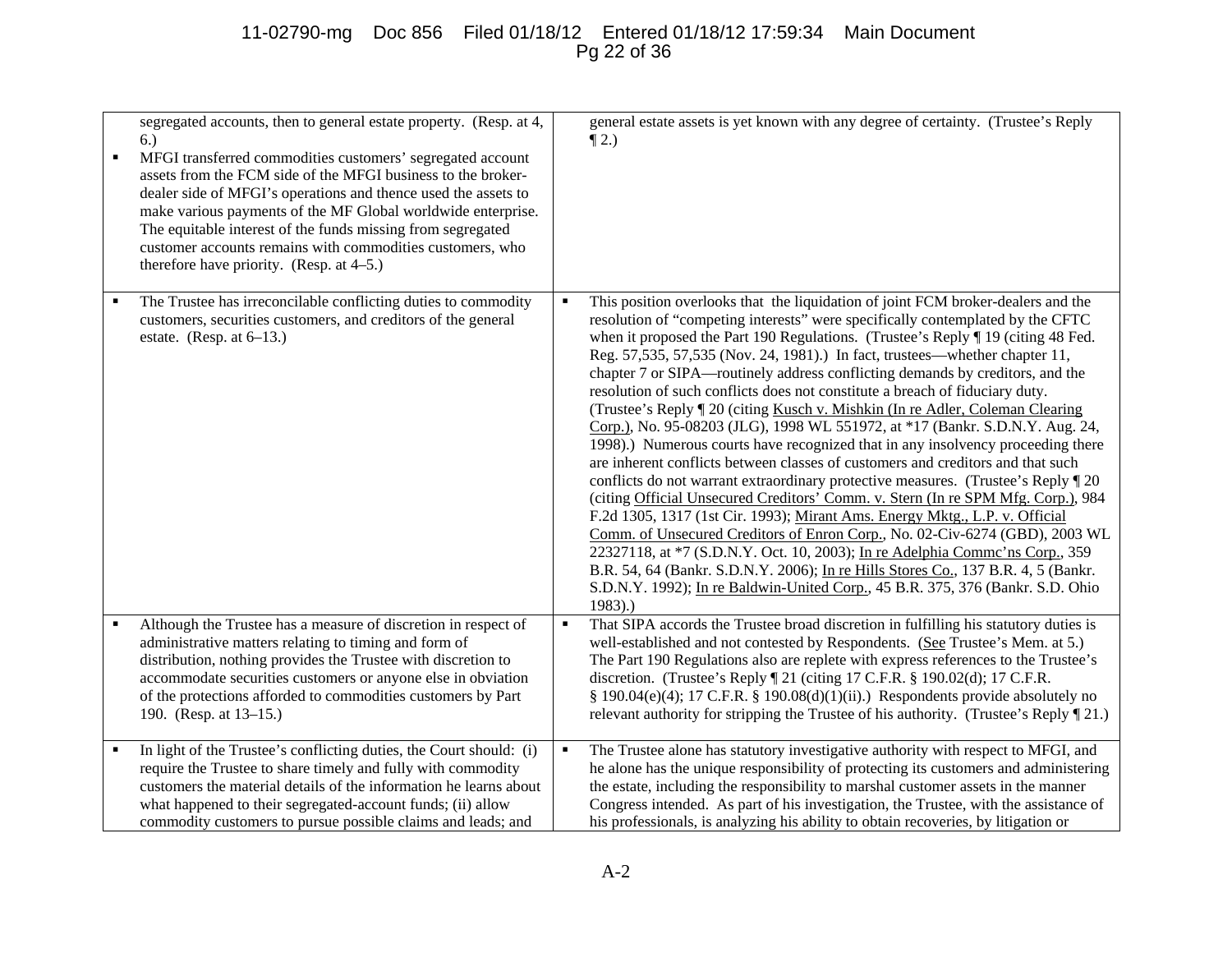| | |
|---|---|
| segregated accounts, then to general estate property. (Resp. at 4, 6.)<br>▪ MFGI transferred commodities customers' segregated account assets from the FCM side of the MFGI business to the broker-dealer side of MFGI's operations and thence used the assets to make various payments of the MF Global worldwide enterprise. The equitable interest of the funds missing from segregated customer accounts remains with commodities customers, who therefore have priority. (Resp. at 4–5.) | general estate assets is yet known with any degree of certainty. (Trustee's Reply ¶ 2.) |
| ▪ The Trustee has irreconcilable conflicting duties to commodity customers, securities customers, and creditors of the general estate. (Resp. at 6–13.) | ▪ This position overlooks that the liquidation of joint FCM broker-dealers and the resolution of "competing interests" were specifically contemplated by the CFTC when it proposed the Part 190 Regulations. (Trustee's Reply ¶ 19 (citing 48 Fed. Reg. 57,535, 57,535 (Nov. 24, 1981).) In fact, trustees—whether chapter 11, chapter 7 or SIPA—routinely address conflicting demands by creditors, and the resolution of such conflicts does not constitute a breach of fiduciary duty. (Trustee's Reply ¶ 20 (citing Kusch v. Mishkin (In re Adler, Coleman Clearing Corp.), No. 95-08203 (JLG), 1998 WL 551972, at *17 (Bankr. S.D.N.Y. Aug. 24, 1998).) Numerous courts have recognized that in any insolvency proceeding there are inherent conflicts between classes of customers and creditors and that such conflicts do not warrant extraordinary protective measures. (Trustee's Reply ¶ 20 (citing Official Unsecured Creditors' Comm. v. Stern (In re SPM Mfg. Corp.), 984 F.2d 1305, 1317 (1st Cir. 1993); Mirant Ams. Energy Mktg., L.P. v. Official Comm. of Unsecured Creditors of Enron Corp., No. 02-Civ-6274 (GBD), 2003 WL 22327118, at *7 (S.D.N.Y. Oct. 10, 2003); In re Adelphia Commc'ns Corp., 359 B.R. 54, 64 (Bankr. S.D.N.Y. 2006); In re Hills Stores Co., 137 B.R. 4, 5 (Bankr. S.D.N.Y. 1992); In re Baldwin-United Corp., 45 B.R. 375, 376 (Bankr. S.D. Ohio 1983).) |
| ▪ Although the Trustee has a measure of discretion in respect of administrative matters relating to timing and form of distribution, nothing provides the Trustee with discretion to accommodate securities customers or anyone else in obviation of the protections afforded to commodities customers by Part 190. (Resp. at 13–15.) | ▪ That SIPA accords the Trustee broad discretion in fulfilling his statutory duties is well-established and not contested by Respondents. (See Trustee's Mem. at 5.) The Part 190 Regulations also are replete with express references to the Trustee's discretion. (Trustee's Reply ¶ 21 (citing 17 C.F.R. § 190.02(d); 17 C.F.R. § 190.04(e)(4); 17 C.F.R. § 190.08(d)(1)(ii).) Respondents provide absolutely no relevant authority for stripping the Trustee of his authority. (Trustee's Reply ¶ 21.) |
| ▪ In light of the Trustee's conflicting duties, the Court should: (i) require the Trustee to share timely and fully with commodity customers the material details of the information he learns about what happened to their segregated-account funds; (ii) allow commodity customers to pursue possible claims and leads; and | ▪ The Trustee alone has statutory investigative authority with respect to MFGI, and he alone has the unique responsibility of protecting its customers and administering the estate, including the responsibility to marshal customer assets in the manner Congress intended. As part of his investigation, the Trustee, with the assistance of his professionals, is analyzing his ability to obtain recoveries, by litigation or |

A-2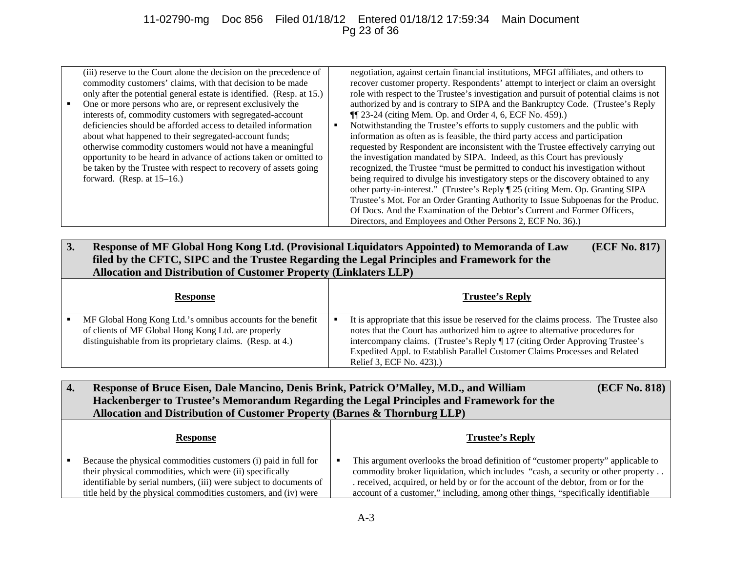| | |
|---|---|
| (iii) reserve to the Court alone the decision on the precedence of commodity customers' claims, with that decision to be made only after the potential general estate is identified. (Resp. at 15.)<br>▪ One or more persons who are, or represent exclusively the interests of, commodity customers with segregated-account deficiencies should be afforded access to detailed information about what happened to their segregated-account funds; otherwise commodity customers would not have a meaningful opportunity to be heard in advance of actions taken or omitted to be taken by the Trustee with respect to recovery of assets going forward. (Resp. at 15–16.) | negotiation, against certain financial institutions, MFGI affiliates, and others to recover customer property. Respondents' attempt to interject or claim an oversight role with respect to the Trustee's investigation and pursuit of potential claims is not authorized by and is contrary to SIPA and the Bankruptcy Code. (Trustee's Reply ¶¶ 23-24 (citing Mem. Op. and Order 4, 6, ECF No. 459).)<br>▪ Notwithstanding the Trustee's efforts to supply customers and the public with information as often as is feasible, the third party access and participation requested by Respondent are inconsistent with the Trustee effectively carrying out the investigation mandated by SIPA. Indeed, as this Court has previously recognized, the Trustee "must be permitted to conduct his investigation without being required to divulge his investigatory steps or the discovery obtained to any other party-in-interest." (Trustee's Reply ¶ 25 (citing Mem. Op. Granting SIPA Trustee's Mot. For an Order Granting Authority to Issue Subpoenas for the Produc. Of Docs. And the Examination of the Debtor's Current and Former Officers, Directors, and Employees and Other Persons 2, ECF No. 36).) |

**3. Response of MF Global Hong Kong Ltd. (Provisional Liquidators Appointed) to Memoranda of Law filed by the CFTC, SIPC and the Trustee Regarding the Legal Principles and Framework for the Allocation and Distribution of Customer Property (Linklaters LLP) (ECF No. 817)**

| Response | Trustee's Reply |
|---|---|
| ▪ MF Global Hong Kong Ltd.'s omnibus accounts for the benefit of clients of MF Global Hong Kong Ltd. are properly distinguishable from its proprietary claims. (Resp. at 4.) | ▪ It is appropriate that this issue be reserved for the claims process. The Trustee also notes that the Court has authorized him to agree to alternative procedures for intercompany claims. (Trustee's Reply ¶ 17 (citing Order Approving Trustee's Expedited Appl. to Establish Parallel Customer Claims Processes and Related Relief 3, ECF No. 423).) |

**4. Response of Bruce Eisen, Dale Mancino, Denis Brink, Patrick O'Malley, M.D., and William Hackenberger to Trustee's Memorandum Regarding the Legal Principles and Framework for the Allocation and Distribution of Customer Property (Barnes & Thornburg LLP) (ECF No. 818)**

| Response | Trustee's Reply |
|---|---|
| ▪ Because the physical commodities customers (i) paid in full for their physical commodities, which were (ii) specifically identifiable by serial numbers, (iii) were subject to documents of title held by the physical commodities customers, and (iv) were | ▪ This argument overlooks the broad definition of "customer property" applicable to commodity broker liquidation, which includes "cash, a security or other property . . . received, acquired, or held by or for the account of the debtor, from or for the account of a customer," including, among other things, "specifically identifiable |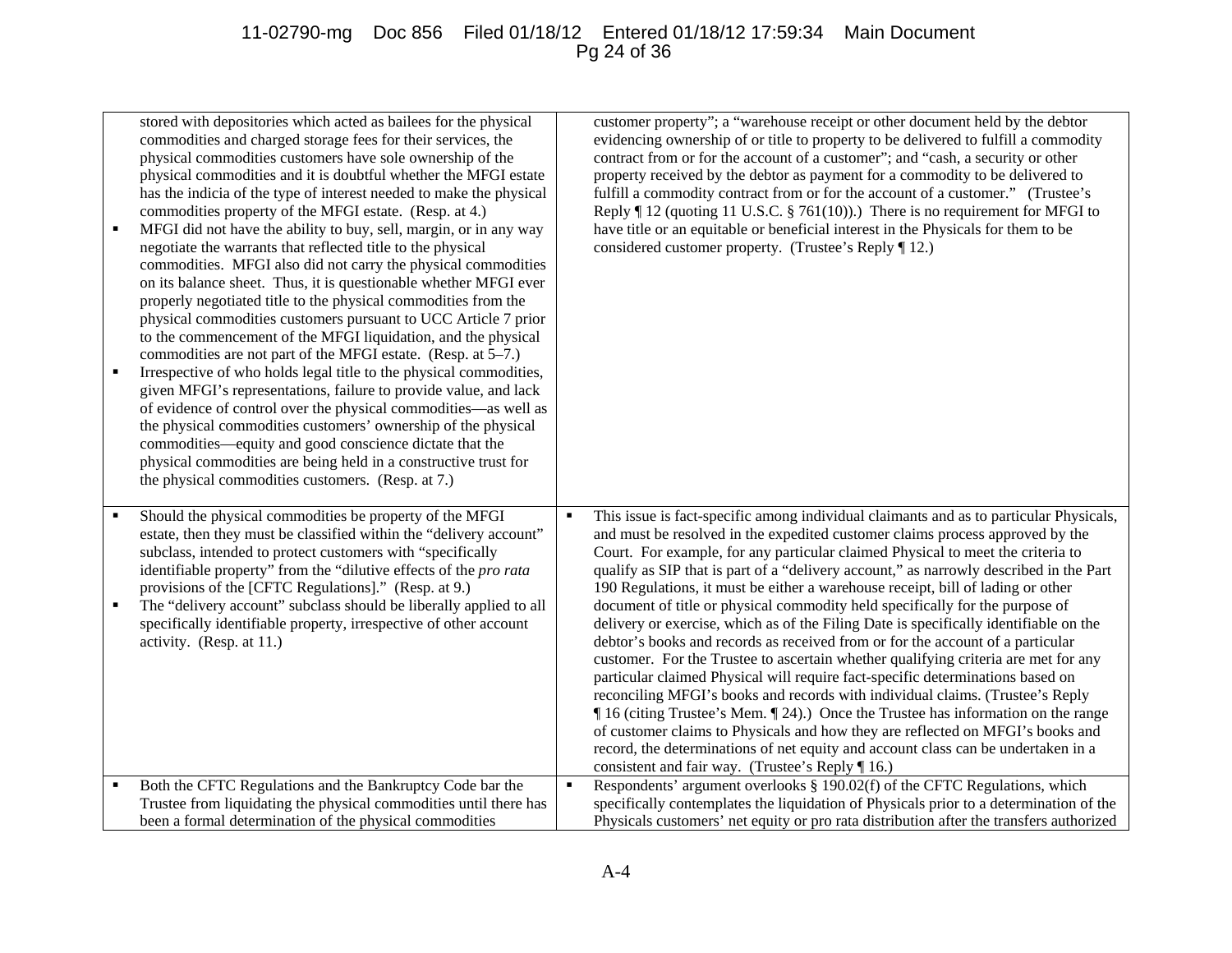| | |
|---|---|
| stored with depositories which acted as bailees for the physical commodities and charged storage fees for their services, the physical commodities customers have sole ownership of the physical commodities and it is doubtful whether the MFGI estate has the indicia of the type of interest needed to make the physical commodities property of the MFGI estate. (Resp. at 4.)<br>▪ MFGI did not have the ability to buy, sell, margin, or in any way negotiate the warrants that reflected title to the physical commodities. MFGI also did not carry the physical commodities on its balance sheet. Thus, it is questionable whether MFGI ever properly negotiated title to the physical commodities from the physical commodities customers pursuant to UCC Article 7 prior to the commencement of the MFGI liquidation, and the physical commodities are not part of the MFGI estate. (Resp. at 5–7.)<br>▪ Irrespective of who holds legal title to the physical commodities, given MFGI's representations, failure to provide value, and lack of evidence of control over the physical commodities—as well as the physical commodities customers' ownership of the physical commodities—equity and good conscience dictate that the physical commodities are being held in a constructive trust for the physical commodities customers. (Resp. at 7.) | customer property"; a "warehouse receipt or other document held by the debtor evidencing ownership of or title to property to be delivered to fulfill a commodity contract from or for the account of a customer"; and "cash, a security or other property received by the debtor as payment for a commodity to be delivered to fulfill a commodity contract from or for the account of a customer." (Trustee's Reply ¶ 12 (quoting 11 U.S.C. § 761(10)).) There is no requirement for MFGI to have title or an equitable or beneficial interest in the Physicals for them to be considered customer property. (Trustee's Reply ¶ 12.) |
| ▪ Should the physical commodities be property of the MFGI estate, then they must be classified within the "delivery account" subclass, intended to protect customers with "specifically identifiable property" from the "dilutive effects of the *pro rata* provisions of the [CFTC Regulations]." (Resp. at 9.)<br>▪ The "delivery account" subclass should be liberally applied to all specifically identifiable property, irrespective of other account activity. (Resp. at 11.) | ▪ This issue is fact-specific among individual claimants and as to particular Physicals, and must be resolved in the expedited customer claims process approved by the Court. For example, for any particular claimed Physical to meet the criteria to qualify as SIP that is part of a "delivery account," as narrowly described in the Part 190 Regulations, it must be either a warehouse receipt, bill of lading or other document of title or physical commodity held specifically for the purpose of delivery or exercise, which as of the Filing Date is specifically identifiable on the debtor's books and records as received from or for the account of a particular customer. For the Trustee to ascertain whether qualifying criteria are met for any particular claimed Physical will require fact-specific determinations based on reconciling MFGI's books and records with individual claims. (Trustee's Reply ¶ 16 (citing Trustee's Mem. ¶ 24).) Once the Trustee has information on the range of customer claims to Physicals and how they are reflected on MFGI's books and record, the determinations of net equity and account class can be undertaken in a consistent and fair way. (Trustee's Reply ¶ 16.) |
| ▪ Both the CFTC Regulations and the Bankruptcy Code bar the Trustee from liquidating the physical commodities until there has been a formal determination of the physical commodities | ▪ Respondents' argument overlooks § 190.02(f) of the CFTC Regulations, which specifically contemplates the liquidation of Physicals prior to a determination of the Physicals customers' net equity or pro rata distribution after the transfers authorized |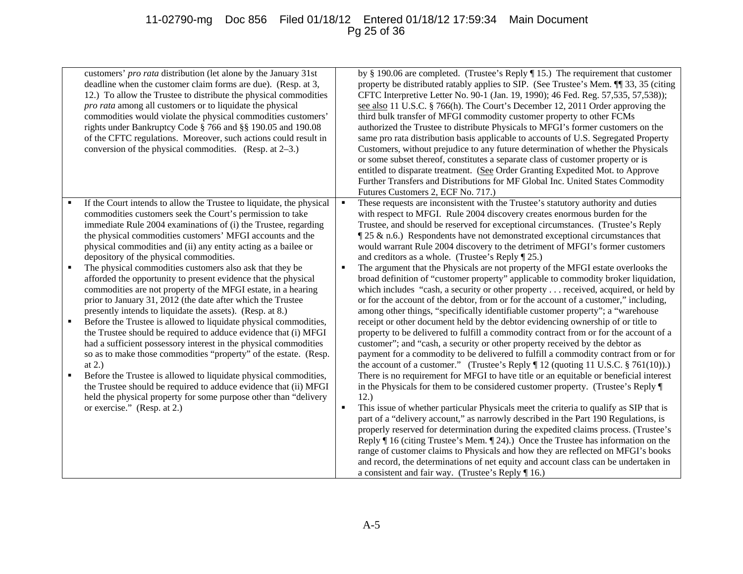| | |
|---|---|
| customers' *pro rata* distribution (let alone by the January 31st deadline when the customer claim forms are due). (Resp. at 3, 12.) To allow the Trustee to distribute the physical commodities *pro rata* among all customers or to liquidate the physical commodities would violate the physical commodities customers' rights under Bankruptcy Code § 766 and §§ 190.05 and 190.08 of the CFTC regulations. Moreover, such actions could result in conversion of the physical commodities. (Resp. at 2–3.) | by § 190.06 are completed. (Trustee's Reply ¶ 15.) The requirement that customer property be distributed ratably applies to SIP. (See Trustee's Mem. ¶¶ 33, 35 (citing CFTC Interpretive Letter No. 90-1 (Jan. 19, 1990); 46 Fed. Reg. 57,535, 57,538)); see also 11 U.S.C. § 766(h). The Court's December 12, 2011 Order approving the third bulk transfer of MFGI commodity customer property to other FCMs authorized the Trustee to distribute Physicals to MFGI's former customers on the same pro rata distribution basis applicable to accounts of U.S. Segregated Property Customers, without prejudice to any future determination of whether the Physicals or some subset thereof, constitutes a separate class of customer property or is entitled to disparate treatment. (See Order Granting Expedited Mot. to Approve Further Transfers and Distributions for MF Global Inc. United States Commodity Futures Customers 2, ECF No. 717.) |
| ▪ If the Court intends to allow the Trustee to liquidate, the physical commodities customers seek the Court's permission to take immediate Rule 2004 examinations of (i) the Trustee, regarding the physical commodities customers' MFGI accounts and the physical commodities and (ii) any entity acting as a bailee or depository of the physical commodities.<br>▪ The physical commodities customers also ask that they be afforded the opportunity to present evidence that the physical commodities are not property of the MFGI estate, in a hearing prior to January 31, 2012 (the date after which the Trustee presently intends to liquidate the assets). (Resp. at 8.)<br>▪ Before the Trustee is allowed to liquidate physical commodities, the Trustee should be required to adduce evidence that (i) MFGI had a sufficient possessory interest in the physical commodities so as to make those commodities "property" of the estate. (Resp. at 2.)<br>▪ Before the Trustee is allowed to liquidate physical commodities, the Trustee should be required to adduce evidence that (ii) MFGI held the physical property for some purpose other than "delivery or exercise." (Resp. at 2.) | ▪ These requests are inconsistent with the Trustee's statutory authority and duties with respect to MFGI. Rule 2004 discovery creates enormous burden for the Trustee, and should be reserved for exceptional circumstances. (Trustee's Reply ¶ 25 & n.6.) Respondents have not demonstrated exceptional circumstances that would warrant Rule 2004 discovery to the detriment of MFGI's former customers and creditors as a whole. (Trustee's Reply ¶ 25.)<br>▪ The argument that the Physicals are not property of the MFGI estate overlooks the broad definition of "customer property" applicable to commodity broker liquidation, which includes "cash, a security or other property . . . received, acquired, or held by or for the account of the debtor, from or for the account of a customer," including, among other things, "specifically identifiable customer property"; a "warehouse receipt or other document held by the debtor evidencing ownership of or title to property to be delivered to fulfill a commodity contract from or for the account of a customer"; and "cash, a security or other property received by the debtor as payment for a commodity to be delivered to fulfill a commodity contract from or for the account of a customer." (Trustee's Reply ¶ 12 (quoting 11 U.S.C. § 761(10)).) There is no requirement for MFGI to have title or an equitable or beneficial interest in the Physicals for them to be considered customer property. (Trustee's Reply ¶ 12.)<br>▪ This issue of whether particular Physicals meet the criteria to qualify as SIP that is part of a "delivery account," as narrowly described in the Part 190 Regulations, is properly reserved for determination during the expedited claims process. (Trustee's Reply ¶ 16 (citing Trustee's Mem. ¶ 24).) Once the Trustee has information on the range of customer claims to Physicals and how they are reflected on MFGI's books and record, the determinations of net equity and account class can be undertaken in a consistent and fair way. (Trustee's Reply ¶ 16.) |

A-5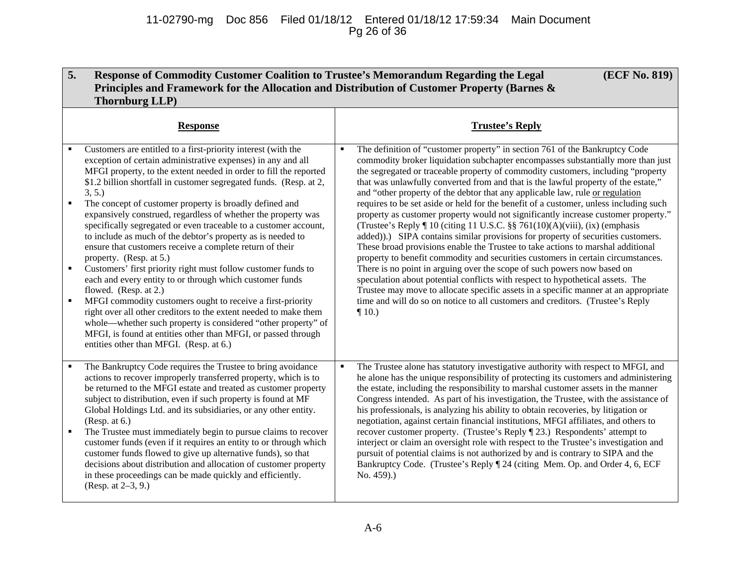| 5. Response of Commodity Customer Coalition to Trustee's Memorandum Regarding the Legal Principles and Framework for the Allocation and Distribution of Customer Property (Barnes & Thornburg LLP) (ECF No. 819) | |
|---|---|
| **Response** | **Trustee's Reply** |
| ▪ Customers are entitled to a first-priority interest (with the exception of certain administrative expenses) in any and all MFGI property, to the extent needed in order to fill the reported $1.2 billion shortfall in customer segregated funds. (Resp. at 2, 3, 5.)<br>▪ The concept of customer property is broadly defined and expansively construed, regardless of whether the property was specifically segregated or even traceable to a customer account, to include as much of the debtor's property as is needed to ensure that customers receive a complete return of their property. (Resp. at 5.)<br>▪ Customers' first priority right must follow customer funds to each and every entity to or through which customer funds flowed. (Resp. at 2.)<br>▪ MFGI commodity customers ought to receive a first-priority right over all other creditors to the extent needed to make them whole—whether such property is considered "other property" of MFGI, is found at entities other than MFGI, or passed through entities other than MFGI. (Resp. at 6.) | ▪ The definition of "customer property" in section 761 of the Bankruptcy Code commodity broker liquidation subchapter encompasses substantially more than just the segregated or traceable property of commodity customers, including "property that was unlawfully converted from and that is the lawful property of the estate," and "other property of the debtor that any applicable law, rule <u>or regulation</u> requires to be set aside or held for the benefit of a customer, unless including such property as customer property would not significantly increase customer property." (Trustee's Reply ¶ 10 (citing 11 U.S.C. §§ 761(10)(A)(viii), (ix) (emphasis added)).) SIPA contains similar provisions for property of securities customers. These broad provisions enable the Trustee to take actions to marshal additional property to benefit commodity and securities customers in certain circumstances. There is no point in arguing over the scope of such powers now based on speculation about potential conflicts with respect to hypothetical assets. The Trustee may move to allocate specific assets in a specific manner at an appropriate time and will do so on notice to all customers and creditors. (Trustee's Reply ¶ 10.) |
| ▪ The Bankruptcy Code requires the Trustee to bring avoidance actions to recover improperly transferred property, which is to be returned to the MFGI estate and treated as customer property subject to distribution, even if such property is found at MF Global Holdings Ltd. and its subsidiaries, or any other entity. (Resp. at 6.)<br>▪ The Trustee must immediately begin to pursue claims to recover customer funds (even if it requires an entity to or through which customer funds flowed to give up alternative funds), so that decisions about distribution and allocation of customer property in these proceedings can be made quickly and efficiently. (Resp. at 2–3, 9.) | ▪ The Trustee alone has statutory investigative authority with respect to MFGI, and he alone has the unique responsibility of protecting its customers and administering the estate, including the responsibility to marshal customer assets in the manner Congress intended. As part of his investigation, the Trustee, with the assistance of his professionals, is analyzing his ability to obtain recoveries, by litigation or negotiation, against certain financial institutions, MFGI affiliates, and others to recover customer property. (Trustee's Reply ¶ 23.) Respondents' attempt to interject or claim an oversight role with respect to the Trustee's investigation and pursuit of potential claims is not authorized by and is contrary to SIPA and the Bankruptcy Code. (Trustee's Reply ¶ 24 (citing Mem. Op. and Order 4, 6, ECF No. 459).) |

A-6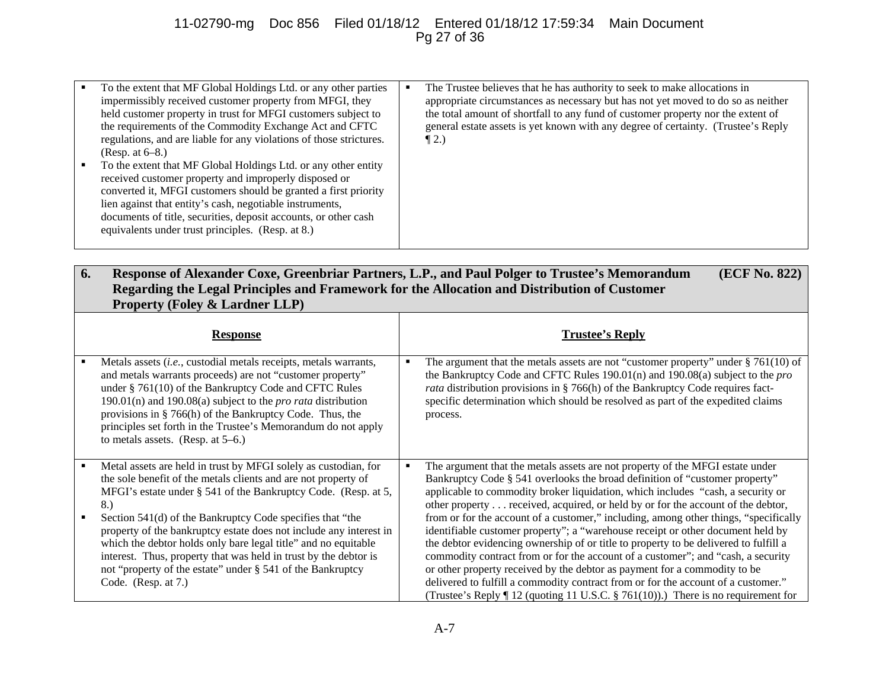| | |
|---|---|
| ▪ To the extent that MF Global Holdings Ltd. or any other parties impermissibly received customer property from MFGI, they held customer property in trust for MFGI customers subject to the requirements of the Commodity Exchange Act and CFTC regulations, and are liable for any violations of those strictures. (Resp. at 6–8.)<br>▪ To the extent that MF Global Holdings Ltd. or any other entity received customer property and improperly disposed or converted it, MFGI customers should be granted a first priority lien against that entity's cash, negotiable instruments, documents of title, securities, deposit accounts, or other cash equivalents under trust principles. (Resp. at 8.) | ▪ The Trustee believes that he has authority to seek to make allocations in appropriate circumstances as necessary but has not yet moved to do so as neither the total amount of shortfall to any fund of customer property nor the extent of general estate assets is yet known with any degree of certainty. (Trustee's Reply ¶ 2.) |

| **6. Response of Alexander Coxe, Greenbriar Partners, L.P., and Paul Polger to Trustee's Memorandum Regarding the Legal Principles and Framework for the Allocation and Distribution of Customer Property (Foley & Lardner LLP)** | **(ECF No. 822)** |
|---|---|
| **Response** | **Trustee's Reply** |
| ▪ Metals assets (*i.e.*, custodial metals receipts, metals warrants, and metals warrants proceeds) are not "customer property" under § 761(10) of the Bankruptcy Code and CFTC Rules 190.01(n) and 190.08(a) subject to the *pro rata* distribution provisions in § 766(h) of the Bankruptcy Code. Thus, the principles set forth in the Trustee's Memorandum do not apply to metals assets. (Resp. at 5–6.) | ▪ The argument that the metals assets are not "customer property" under § 761(10) of the Bankruptcy Code and CFTC Rules 190.01(n) and 190.08(a) subject to the *pro rata* distribution provisions in § 766(h) of the Bankruptcy Code requires fact-specific determination which should be resolved as part of the expedited claims process. |
| ▪ Metal assets are held in trust by MFGI solely as custodian, for the sole benefit of the metals clients and are not property of MFGI's estate under § 541 of the Bankruptcy Code. (Resp. at 5, 8.)<br>▪ Section 541(d) of the Bankruptcy Code specifies that "the property of the bankruptcy estate does not include any interest in which the debtor holds only bare legal title" and no equitable interest. Thus, property that was held in trust by the debtor is not "property of the estate" under § 541 of the Bankruptcy Code. (Resp. at 7.) | ▪ The argument that the metals assets are not property of the MFGI estate under Bankruptcy Code § 541 overlooks the broad definition of "customer property" applicable to commodity broker liquidation, which includes "cash, a security or other property . . . received, acquired, or held by or for the account of the debtor, from or for the account of a customer," including, among other things, "specifically identifiable customer property"; a "warehouse receipt or other document held by the debtor evidencing ownership of or title to property to be delivered to fulfill a commodity contract from or for the account of a customer"; and "cash, a security or other property received by the debtor as payment for a commodity to be delivered to fulfill a commodity contract from or for the account of a customer." (Trustee's Reply ¶ 12 (quoting 11 U.S.C. § 761(10)).) There is no requirement for |

A-7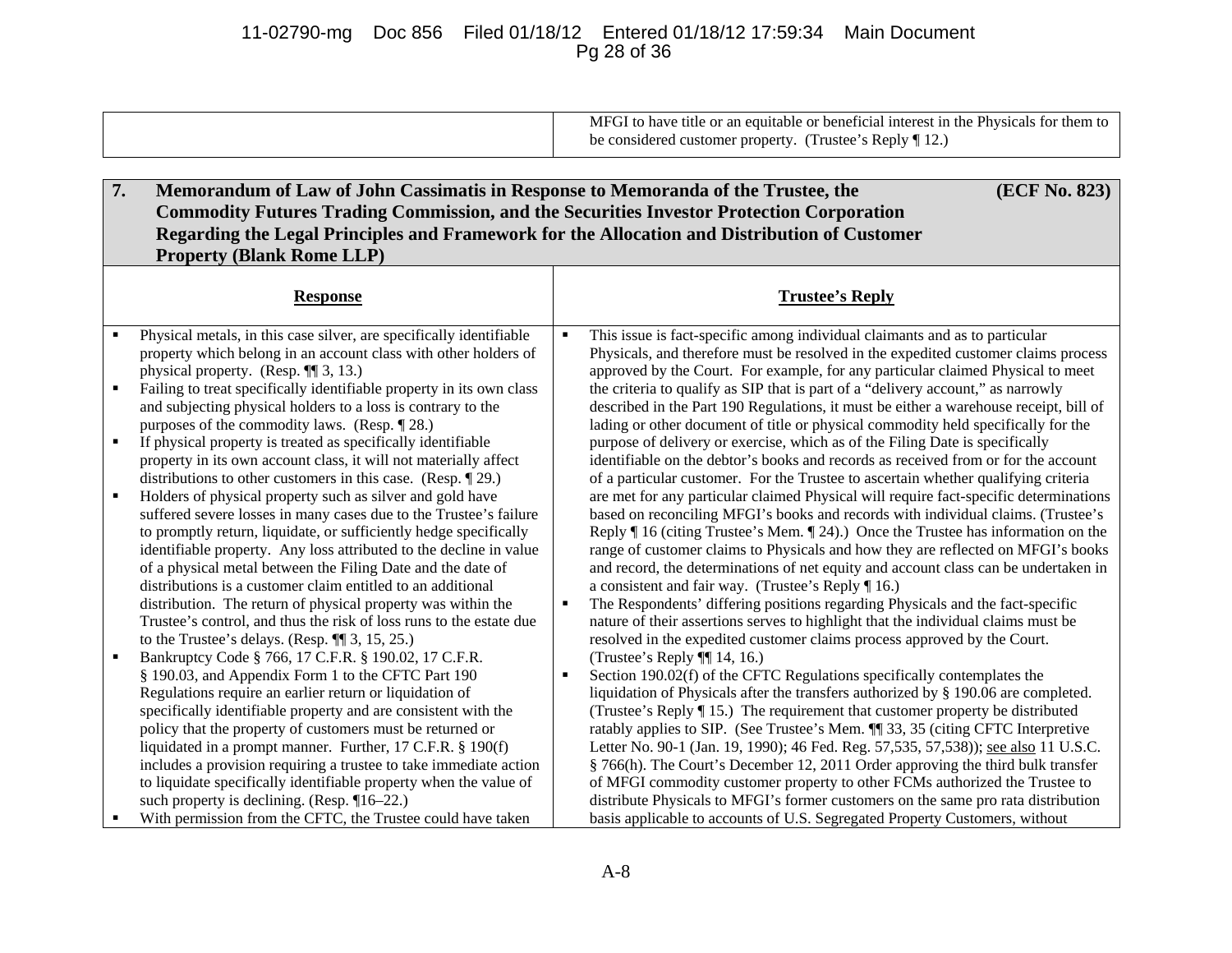| | |
|---|---|
| | MFGI to have title or an equitable or beneficial interest in the Physicals for them to be considered customer property. (Trustee's Reply ¶ 12.) |

| **7. Memorandum of Law of John Cassimatis in Response to Memoranda of the Trustee, the Commodity Futures Trading Commission, and the Securities Investor Protection Corporation Regarding the Legal Principles and Framework for the Allocation and Distribution of Customer Property (Blank Rome LLP)** | **(ECF No. 823)** |
|---|---|
| **Response** | **Trustee's Reply** |
| ▪ Physical metals, in this case silver, are specifically identifiable property which belong in an account class with other holders of physical property. (Resp. ¶¶ 3, 13.)<br>▪ Failing to treat specifically identifiable property in its own class and subjecting physical holders to a loss is contrary to the purposes of the commodity laws. (Resp. ¶ 28.)<br>▪ If physical property is treated as specifically identifiable property in its own account class, it will not materially affect distributions to other customers in this case. (Resp. ¶ 29.)<br>▪ Holders of physical property such as silver and gold have suffered severe losses in many cases due to the Trustee's failure to promptly return, liquidate, or sufficiently hedge specifically identifiable property. Any loss attributed to the decline in value of a physical metal between the Filing Date and the date of distributions is a customer claim entitled to an additional distribution. The return of physical property was within the Trustee's control, and thus the risk of loss runs to the estate due to the Trustee's delays. (Resp. ¶¶ 3, 15, 25.)<br>▪ Bankruptcy Code § 766, 17 C.F.R. § 190.02, 17 C.F.R. § 190.03, and Appendix Form 1 to the CFTC Part 190 Regulations require an earlier return or liquidation of specifically identifiable property and are consistent with the policy that the property of customers must be returned or liquidated in a prompt manner. Further, 17 C.F.R. § 190(f) includes a provision requiring a trustee to take immediate action to liquidate specifically identifiable property when the value of such property is declining. (Resp. ¶16–22.)<br>▪ With permission from the CFTC, the Trustee could have taken | ▪ This issue is fact-specific among individual claimants and as to particular Physicals, and therefore must be resolved in the expedited customer claims process approved by the Court. For example, for any particular claimed Physical to meet the criteria to qualify as SIP that is part of a "delivery account," as narrowly described in the Part 190 Regulations, it must be either a warehouse receipt, bill of lading or other document of title or physical commodity held specifically for the purpose of delivery or exercise, which as of the Filing Date is specifically identifiable on the debtor's books and records as received from or for the account of a particular customer. For the Trustee to ascertain whether qualifying criteria are met for any particular claimed Physical will require fact-specific determinations based on reconciling MFGI's books and records with individual claims. (Trustee's Reply ¶ 16 (citing Trustee's Mem. ¶ 24).) Once the Trustee has information on the range of customer claims to Physicals and how they are reflected on MFGI's books and record, the determinations of net equity and account class can be undertaken in a consistent and fair way. (Trustee's Reply ¶ 16.)<br>▪ The Respondents' differing positions regarding Physicals and the fact-specific nature of their assertions serves to highlight that the individual claims must be resolved in the expedited customer claims process approved by the Court. (Trustee's Reply ¶¶ 14, 16.)<br>▪ Section 190.02(f) of the CFTC Regulations specifically contemplates the liquidation of Physicals after the transfers authorized by § 190.06 are completed. (Trustee's Reply ¶ 15.) The requirement that customer property be distributed ratably applies to SIP. (See Trustee's Mem. ¶¶ 33, 35 (citing CFTC Interpretive Letter No. 90-1 (Jan. 19, 1990); 46 Fed. Reg. 57,535, 57,538)); see also 11 U.S.C. § 766(h). The Court's December 12, 2011 Order approving the third bulk transfer of MFGI commodity customer property to other FCMs authorized the Trustee to distribute Physicals to MFGI's former customers on the same pro rata distribution basis applicable to accounts of U.S. Segregated Property Customers, without |

A-8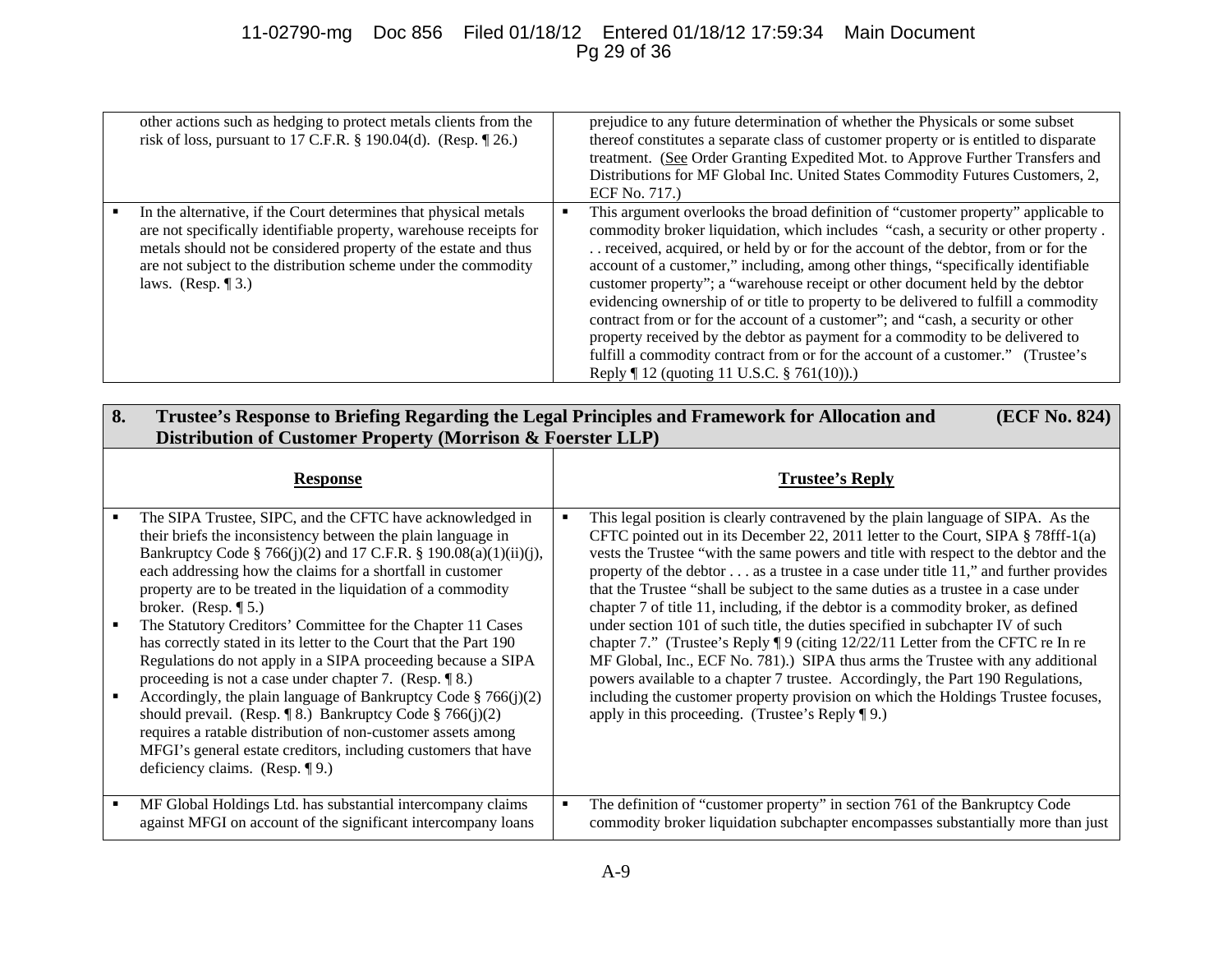| | |
|---|---|
| other actions such as hedging to protect metals clients from the risk of loss, pursuant to 17 C.F.R. § 190.04(d). (Resp. ¶ 26.) | prejudice to any future determination of whether the Physicals or some subset thereof constitutes a separate class of customer property or is entitled to disparate treatment. (See Order Granting Expedited Mot. to Approve Further Transfers and Distributions for MF Global Inc. United States Commodity Futures Customers, 2, ECF No. 717.) |
| ▪ In the alternative, if the Court determines that physical metals are not specifically identifiable property, warehouse receipts for metals should not be considered property of the estate and thus are not subject to the distribution scheme under the commodity laws. (Resp. ¶ 3.) | ▪ This argument overlooks the broad definition of "customer property" applicable to commodity broker liquidation, which includes "cash, a security or other property . . . received, acquired, or held by or for the account of the debtor, from or for the account of a customer," including, among other things, "specifically identifiable customer property"; a "warehouse receipt or other document held by the debtor evidencing ownership of or title to property to be delivered to fulfill a commodity contract from or for the account of a customer"; and "cash, a security or other property received by the debtor as payment for a commodity to be delivered to fulfill a commodity contract from or for the account of a customer." (Trustee's Reply ¶ 12 (quoting 11 U.S.C. § 761(10)).) |

| **8. Trustee's Response to Briefing Regarding the Legal Principles and Framework for Allocation and Distribution of Customer Property (Morrison & Foerster LLP)** | **(ECF No. 824)** |
|---|---|
| **Response** | **Trustee's Reply** |
| ▪ The SIPA Trustee, SIPC, and the CFTC have acknowledged in their briefs the inconsistency between the plain language in Bankruptcy Code § 766(j)(2) and 17 C.F.R. § 190.08(a)(1)(ii)(j), each addressing how the claims for a shortfall in customer property are to be treated in the liquidation of a commodity broker. (Resp. ¶ 5.)<br>▪ The Statutory Creditors' Committee for the Chapter 11 Cases has correctly stated in its letter to the Court that the Part 190 Regulations do not apply in a SIPA proceeding because a SIPA proceeding is not a case under chapter 7. (Resp. ¶ 8.)<br>▪ Accordingly, the plain language of Bankruptcy Code § 766(j)(2) should prevail. (Resp. ¶ 8.) Bankruptcy Code § 766(j)(2) requires a ratable distribution of non-customer assets among MFGI's general estate creditors, including customers that have deficiency claims. (Resp. ¶ 9.) | ▪ This legal position is clearly contravened by the plain language of SIPA. As the CFTC pointed out in its December 22, 2011 letter to the Court, SIPA § 78fff-1(a) vests the Trustee "with the same powers and title with respect to the debtor and the property of the debtor . . . as a trustee in a case under title 11," and further provides that the Trustee "shall be subject to the same duties as a trustee in a case under chapter 7 of title 11, including, if the debtor is a commodity broker, as defined under section 101 of such title, the duties specified in subchapter IV of such chapter 7." (Trustee's Reply ¶ 9 (citing 12/22/11 Letter from the CFTC re In re MF Global, Inc., ECF No. 781).) SIPA thus arms the Trustee with any additional powers available to a chapter 7 trustee. Accordingly, the Part 190 Regulations, including the customer property provision on which the Holdings Trustee focuses, apply in this proceeding. (Trustee's Reply ¶ 9.) |
| ▪ MF Global Holdings Ltd. has substantial intercompany claims against MFGI on account of the significant intercompany loans | ▪ The definition of "customer property" in section 761 of the Bankruptcy Code commodity broker liquidation subchapter encompasses substantially more than just |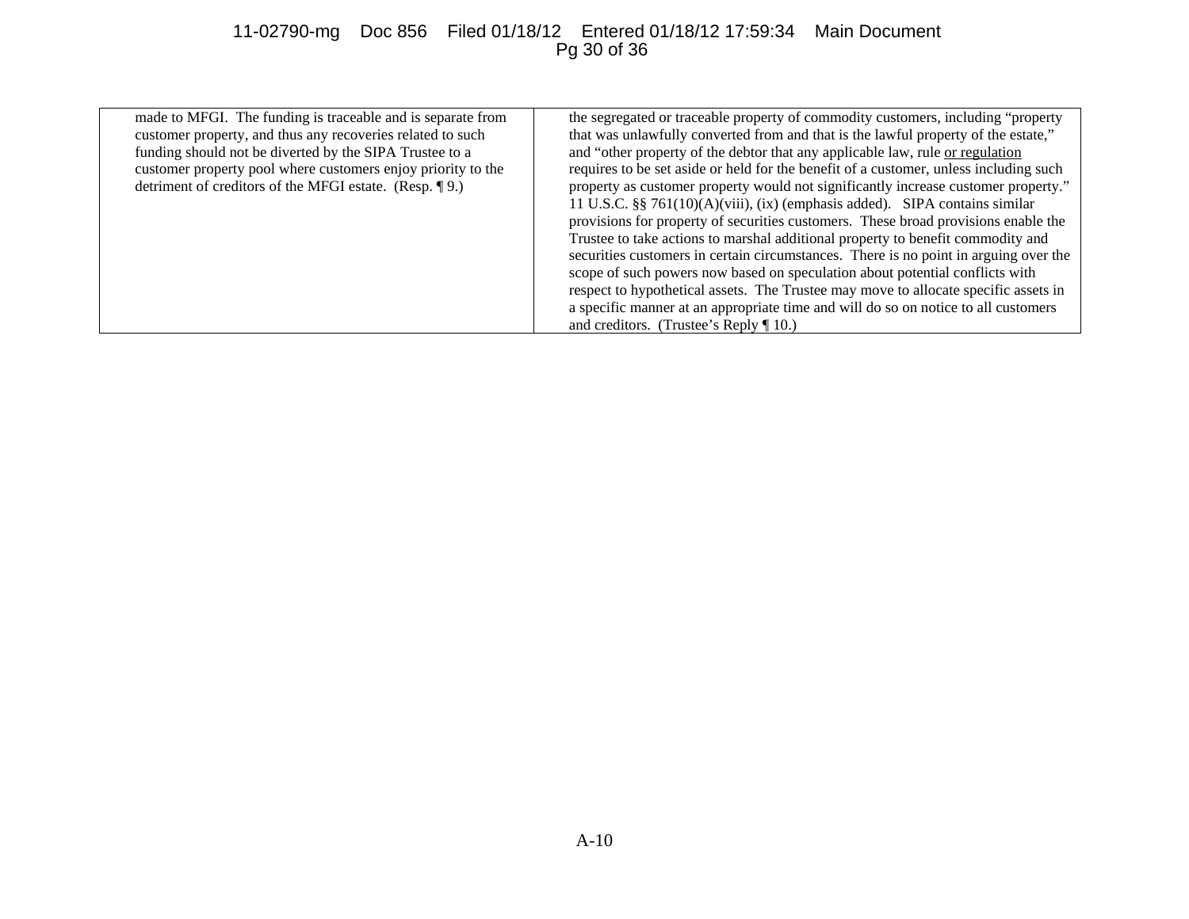| | |
|---|---|
| made to MFGI. The funding is traceable and is separate from customer property, and thus any recoveries related to such funding should not be diverted by the SIPA Trustee to a customer property pool where customers enjoy priority to the detriment of creditors of the MFGI estate. (Resp. ¶ 9.) | the segregated or traceable property of commodity customers, including "property that was unlawfully converted from and that is the lawful property of the estate," and "other property of the debtor that any applicable law, rule <u>or regulation</u> requires to be set aside or held for the benefit of a customer, unless including such property as customer property would not significantly increase customer property." 11 U.S.C. §§ 761(10)(A)(viii), (ix) (emphasis added). SIPA contains similar provisions for property of securities customers. These broad provisions enable the Trustee to take actions to marshal additional property to benefit commodity and securities customers in certain circumstances. There is no point in arguing over the scope of such powers now based on speculation about potential conflicts with respect to hypothetical assets. The Trustee may move to allocate specific assets in a specific manner at an appropriate time and will do so on notice to all customers and creditors. (Trustee's Reply ¶ 10.) |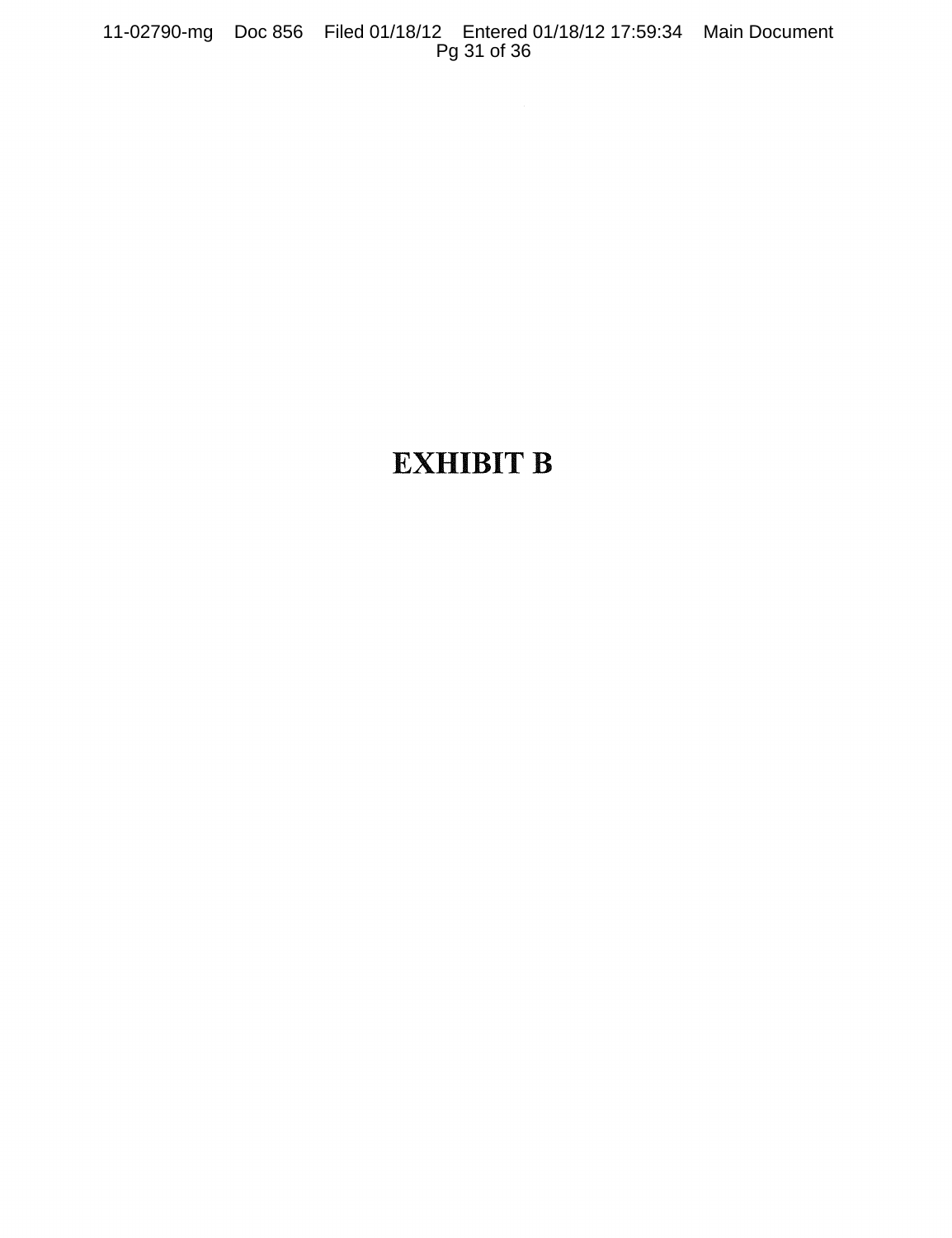# EXHIBIT B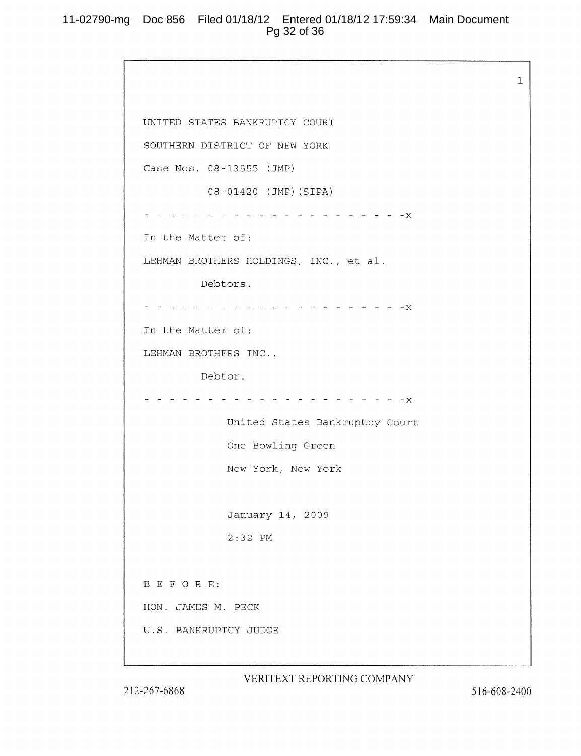UNITED STATES BANKRUPTCY COURT

SOUTHERN DISTRICT OF NEW YORK

Case Nos. 08-13555 (JMP)

08-01420 (JMP)(SIPA)

- - - - - - - - - - - - - - - - - - - - - - -x

In the Matter of:

LEHMAN BROTHERS HOLDINGS, INC., et al.

Debtors.

- - - - - - - - - - - - - - - - - - - - - - -x

In the Matter of:

LEHMAN BROTHERS INC.,

Debtor.

- - - - - - - - - - - - - - - - - - - - - - -x

United States Bankruptcy Court

One Bowling Green

New York, New York

January 14, 2009

2:32 PM

B E F O R E:

HON. JAMES M. PECK

U.S. BANKRUPTCY JUDGE

VERITEXT REPORTING COMPANY

212-267-6868 516-608-2400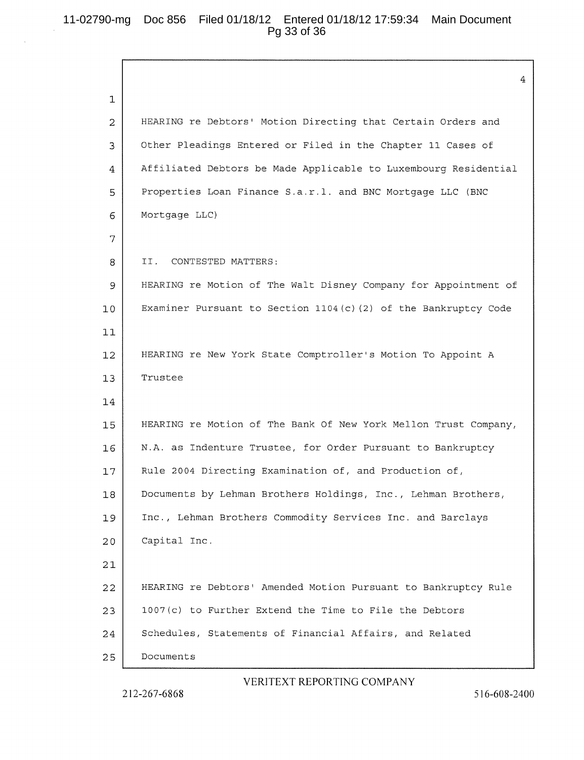HEARING re Debtors' Motion Directing that Certain Orders and Other Pleadings Entered or Filed in the Chapter 11 Cases of Affiliated Debtors be Made Applicable to Luxembourg Residential Properties Loan Finance S.a.r.l. and BNC Mortgage LLC (BNC Mortgage LLC)

II. CONTESTED MATTERS:

HEARING re Motion of The Walt Disney Company for Appointment of Examiner Pursuant to Section 1104(c)(2) of the Bankruptcy Code

HEARING re New York State Comptroller's Motion To Appoint A Trustee

HEARING re Motion of The Bank Of New York Mellon Trust Company, N.A. as Indenture Trustee, for Order Pursuant to Bankruptcy Rule 2004 Directing Examination of, and Production of, Documents by Lehman Brothers Holdings, Inc., Lehman Brothers, Inc., Lehman Brothers Commodity Services Inc. and Barclays Capital Inc.

HEARING re Debtors' Amended Motion Pursuant to Bankruptcy Rule 1007(c) to Further Extend the Time to File the Debtors Schedules, Statements of Financial Affairs, and Related Documents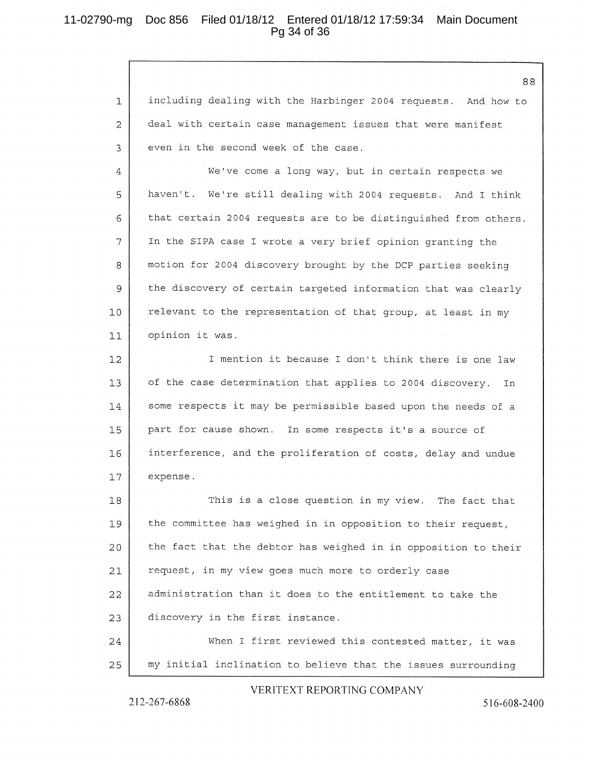including dealing with the Harbinger 2004 requests. And how to deal with certain case management issues that were manifest even in the second week of the case.

We've come a long way, but in certain respects we haven't. We're still dealing with 2004 requests. And I think that certain 2004 requests are to be distinguished from others. In the SIPA case I wrote a very brief opinion granting the motion for 2004 discovery brought by the DCP parties seeking the discovery of certain targeted information that was clearly relevant to the representation of that group, at least in my opinion it was.

I mention it because I don't think there is one law of the case determination that applies to 2004 discovery. In some respects it may be permissible based upon the needs of a part for cause shown. In some respects it's a source of interference, and the proliferation of costs, delay and undue expense.

This is a close question in my view. The fact that the committee has weighed in in opposition to their request, the fact that the debtor has weighed in in opposition to their request, in my view goes much more to orderly case administration than it does to the entitlement to take the discovery in the first instance.

When I first reviewed this contested matter, it was my initial inclination to believe that the issues surrounding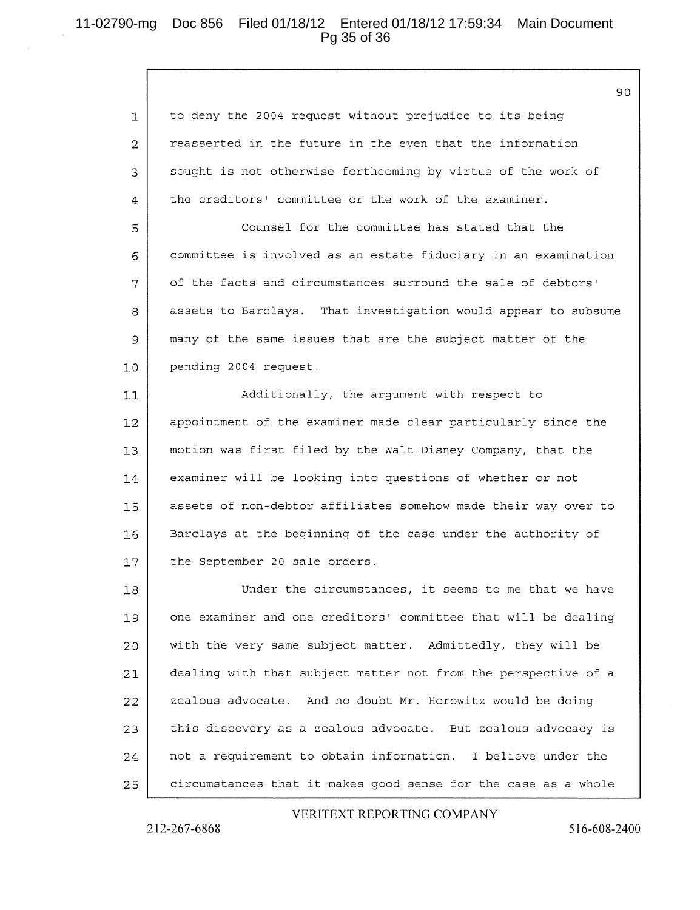to deny the 2004 request without prejudice to its being reasserted in the future in the even that the information sought is not otherwise forthcoming by virtue of the work of the creditors' committee or the work of the examiner.

Counsel for the committee has stated that the committee is involved as an estate fiduciary in an examination of the facts and circumstances surround the sale of debtors' assets to Barclays. That investigation would appear to subsume many of the same issues that are the subject matter of the pending 2004 request.

Additionally, the argument with respect to appointment of the examiner made clear particularly since the motion was first filed by the Walt Disney Company, that the examiner will be looking into questions of whether or not assets of non-debtor affiliates somehow made their way over to Barclays at the beginning of the case under the authority of the September 20 sale orders.

Under the circumstances, it seems to me that we have one examiner and one creditors' committee that will be dealing with the very same subject matter. Admittedly, they will be dealing with that subject matter not from the perspective of a zealous advocate. And no doubt Mr. Horowitz would be doing this discovery as a zealous advocate. But zealous advocacy is not a requirement to obtain information. I believe under the circumstances that it makes good sense for the case as a whole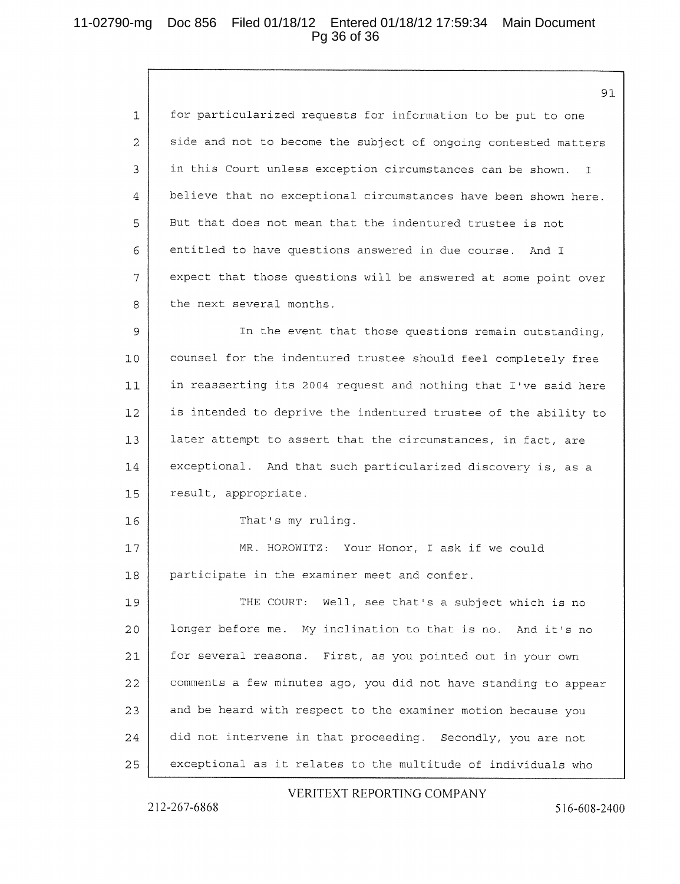for particularized requests for information to be put to one side and not to become the subject of ongoing contested matters in this Court unless exception circumstances can be shown. I believe that no exceptional circumstances have been shown here. But that does not mean that the indentured trustee is not entitled to have questions answered in due course. And I expect that those questions will be answered at some point over the next several months.

In the event that those questions remain outstanding, counsel for the indentured trustee should feel completely free in reasserting its 2004 request and nothing that I've said here is intended to deprive the indentured trustee of the ability to later attempt to assert that the circumstances, in fact, are exceptional. And that such particularized discovery is, as a result, appropriate.

That's my ruling.

MR. HOROWITZ: Your Honor, I ask if we could participate in the examiner meet and confer.

THE COURT: Well, see that's a subject which is no longer before me. My inclination to that is no. And it's no for several reasons. First, as you pointed out in your own comments a few minutes ago, you did not have standing to appear and be heard with respect to the examiner motion because you did not intervene in that proceeding. Secondly, you are not exceptional as it relates to the multitude of individuals who